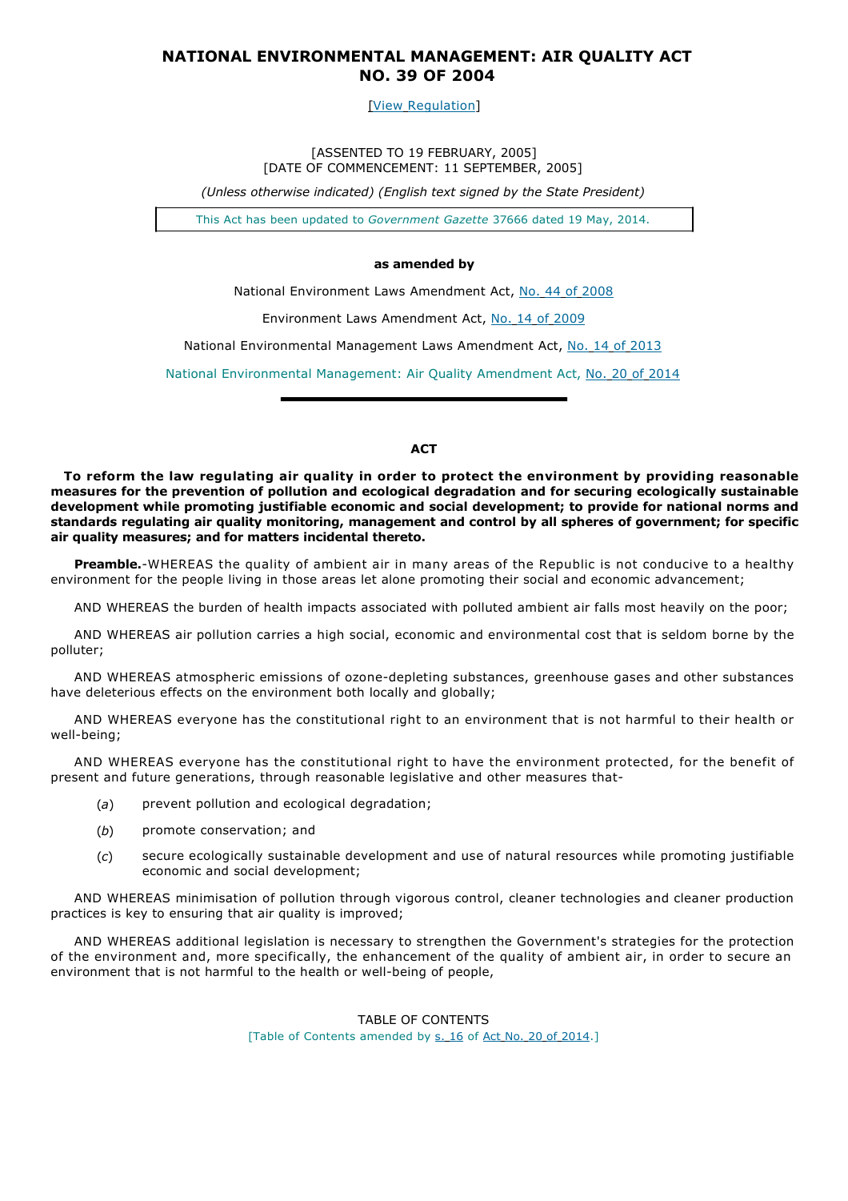# NATIONAL ENVIRONMENTAL MANAGEMENT: AIR QUALITY ACT NO. 39 OF 2004

[View Regulation]

[ASSENTED TO 19 FEBRUARY, 2005]
[DATE OF COMMENCEMENT: 11 SEPTEMBER, 2005]

*(Unless otherwise indicated) (English text signed by the State President)*

This Act has been updated to *Government Gazette* 37666 dated 19 May, 2014.

**as amended by**

National Environment Laws Amendment Act, No. 44 of 2008

Environment Laws Amendment Act, No. 14 of 2009

National Environmental Management Laws Amendment Act, No. 14 of 2013

National Environmental Management: Air Quality Amendment Act, No. 20 of 2014

---

## ACT

**To reform the law regulating air quality in order to protect the environment by providing reasonable measures for the prevention of pollution and ecological degradation and for securing ecologically sustainable development while promoting justifiable economic and social development; to provide for national norms and standards regulating air quality monitoring, management and control by all spheres of government; for specific air quality measures; and for matters incidental thereto.**

**Preamble.**-WHEREAS the quality of ambient air in many areas of the Republic is not conducive to a healthy environment for the people living in those areas let alone promoting their social and economic advancement;

AND WHEREAS the burden of health impacts associated with polluted ambient air falls most heavily on the poor;

AND WHEREAS air pollution carries a high social, economic and environmental cost that is seldom borne by the polluter;

AND WHEREAS atmospheric emissions of ozone-depleting substances, greenhouse gases and other substances have deleterious effects on the environment both locally and globally;

AND WHEREAS everyone has the constitutional right to an environment that is not harmful to their health or well-being;

AND WHEREAS everyone has the constitutional right to have the environment protected, for the benefit of present and future generations, through reasonable legislative and other measures that-

(*a*) prevent pollution and ecological degradation;

(*b*) promote conservation; and

(*c*) secure ecologically sustainable development and use of natural resources while promoting justifiable economic and social development;

AND WHEREAS minimisation of pollution through vigorous control, cleaner technologies and cleaner production practices is key to ensuring that air quality is improved;

AND WHEREAS additional legislation is necessary to strengthen the Government's strategies for the protection of the environment and, more specifically, the enhancement of the quality of ambient air, in order to secure an environment that is not harmful to the health or well-being of people,

TABLE OF CONTENTS

[Table of Contents amended by s. 16 of Act No. 20 of 2014.]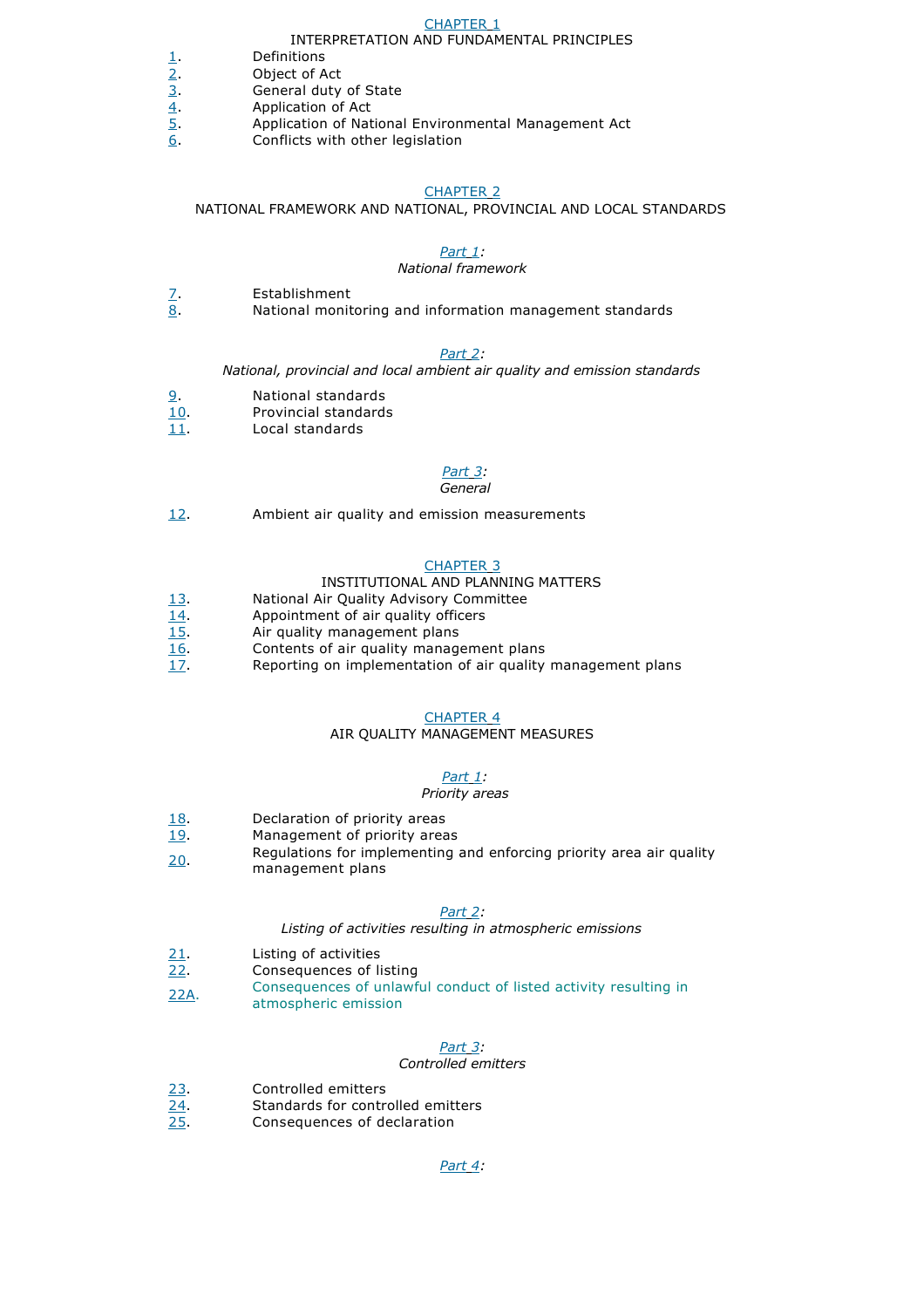## CHAPTER 1

INTERPRETATION AND FUNDAMENTAL PRINCIPLES

1. Definitions
2. Object of Act
3. General duty of State
4. Application of Act
5. Application of National Environmental Management Act
6. Conflicts with other legislation

## CHAPTER 2

NATIONAL FRAMEWORK AND NATIONAL, PROVINCIAL AND LOCAL STANDARDS

### *Part 1:*

*National framework*

7. Establishment
8. National monitoring and information management standards

### *Part 2:*

*National, provincial and local ambient air quality and emission standards*

9. National standards
10. Provincial standards
11. Local standards

### *Part 3:*

*General*

12. Ambient air quality and emission measurements

## CHAPTER 3

INSTITUTIONAL AND PLANNING MATTERS

13. National Air Quality Advisory Committee
14. Appointment of air quality officers
15. Air quality management plans
16. Contents of air quality management plans
17. Reporting on implementation of air quality management plans

## CHAPTER 4

AIR QUALITY MANAGEMENT MEASURES

### *Part 1:*

*Priority areas*

18. Declaration of priority areas
19. Management of priority areas
20. Regulations for implementing and enforcing priority area air quality management plans

### *Part 2:*

*Listing of activities resulting in atmospheric emissions*

21. Listing of activities
22. Consequences of listing

22A. Consequences of unlawful conduct of listed activity resulting in atmospheric emission

### *Part 3:*

*Controlled emitters*

23. Controlled emitters
24. Standards for controlled emitters
25. Consequences of declaration

### *Part 4:*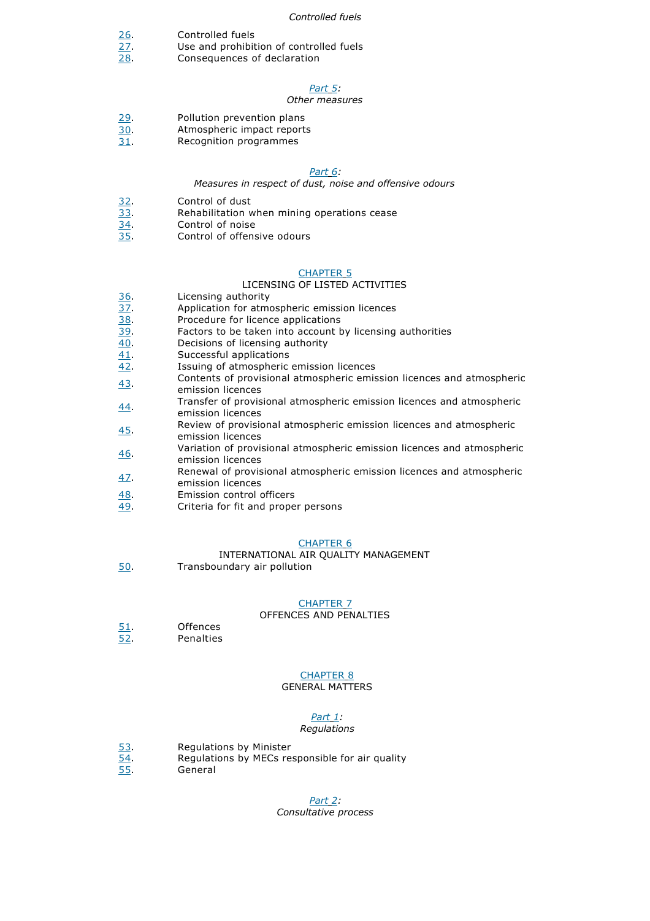*Controlled fuels*

26. Controlled fuels
27. Use and prohibition of controlled fuels
28. Consequences of declaration

*Part 5:*
*Other measures*

29. Pollution prevention plans
30. Atmospheric impact reports
31. Recognition programmes

*Part 6:*
*Measures in respect of dust, noise and offensive odours*

32. Control of dust
33. Rehabilitation when mining operations cease
34. Control of noise
35. Control of offensive odours

## CHAPTER 5
## LICENSING OF LISTED ACTIVITIES

36. Licensing authority
37. Application for atmospheric emission licences
38. Procedure for licence applications
39. Factors to be taken into account by licensing authorities
40. Decisions of licensing authority
41. Successful applications
42. Issuing of atmospheric emission licences
43. Contents of provisional atmospheric emission licences and atmospheric emission licences
44. Transfer of provisional atmospheric emission licences and atmospheric emission licences
45. Review of provisional atmospheric emission licences and atmospheric emission licences
46. Variation of provisional atmospheric emission licences and atmospheric emission licences
47. Renewal of provisional atmospheric emission licences and atmospheric emission licences
48. Emission control officers
49. Criteria for fit and proper persons

## CHAPTER 6
## INTERNATIONAL AIR QUALITY MANAGEMENT

50. Transboundary air pollution

## CHAPTER 7
## OFFENCES AND PENALTIES

51. Offences
52. Penalties

## CHAPTER 8
## GENERAL MATTERS

*Part 1:*
*Regulations*

53. Regulations by Minister
54. Regulations by MECs responsible for air quality
55. General

*Part 2:*
*Consultative process*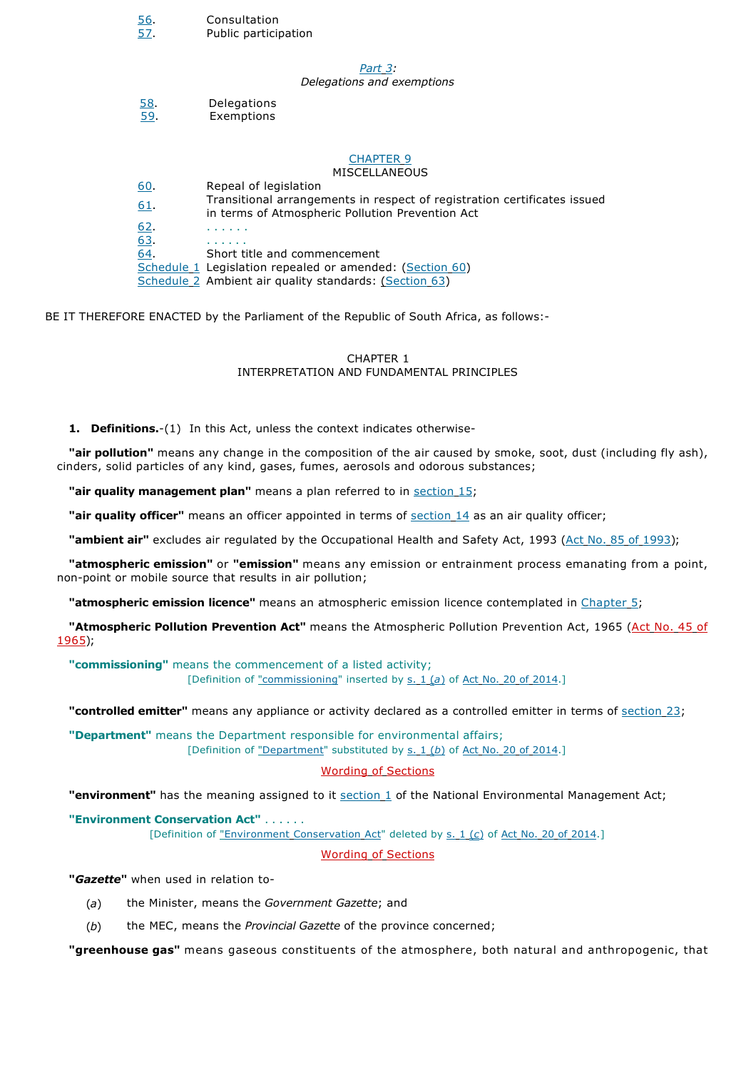| | |
|---|---|
| 56. | Consultation |
| 57. | Public participation |

*Part 3*:
*Delegations and exemptions*

| | |
|---|---|
| 58. | Delegations |
| 59. | Exemptions |

CHAPTER 9
MISCELLANEOUS

| | |
|---|---|
| 60. | Repeal of legislation |
| 61. | Transitional arrangements in respect of registration certificates issued in terms of Atmospheric Pollution Prevention Act |
| 62. | . . . . . . |
| 63. | . . . . . . |
| 64. | Short title and commencement |
| Schedule 1 | Legislation repealed or amended: (Section 60) |
| Schedule 2 | Ambient air quality standards: (Section 63) |

BE IT THEREFORE ENACTED by the Parliament of the Republic of South Africa, as follows:-

## CHAPTER 1
## INTERPRETATION AND FUNDAMENTAL PRINCIPLES

**1. Definitions.**-(1) In this Act, unless the context indicates otherwise-

**"air pollution"** means any change in the composition of the air caused by smoke, soot, dust (including fly ash), cinders, solid particles of any kind, gases, fumes, aerosols and odorous substances;

**"air quality management plan"** means a plan referred to in section 15;

**"air quality officer"** means an officer appointed in terms of section 14 as an air quality officer;

**"ambient air"** excludes air regulated by the Occupational Health and Safety Act, 1993 (Act No. 85 of 1993);

**"atmospheric emission"** or **"emission"** means any emission or entrainment process emanating from a point, non-point or mobile source that results in air pollution;

**"atmospheric emission licence"** means an atmospheric emission licence contemplated in Chapter 5;

**"Atmospheric Pollution Prevention Act"** means the Atmospheric Pollution Prevention Act, 1965 (Act No. 45 of 1965);

**"commissioning"** means the commencement of a listed activity;

[Definition of "commissioning" inserted by s. 1 (*a*) of Act No. 20 of 2014.]

**"controlled emitter"** means any appliance or activity declared as a controlled emitter in terms of section 23;

**"Department"** means the Department responsible for environmental affairs;

[Definition of "Department" substituted by s. 1 (*b*) of Act No. 20 of 2014.]

Wording of Sections

**"environment"** has the meaning assigned to it section 1 of the National Environmental Management Act;

**"Environment Conservation Act"** . . . . . .

[Definition of "Environment Conservation Act" deleted by s. 1 (*c*) of Act No. 20 of 2014.]

Wording of Sections

**"*Gazette*"** when used in relation to-

(*a*) the Minister, means the *Government Gazette*; and

(*b*) the MEC, means the *Provincial Gazette* of the province concerned;

**"greenhouse gas"** means gaseous constituents of the atmosphere, both natural and anthropogenic, that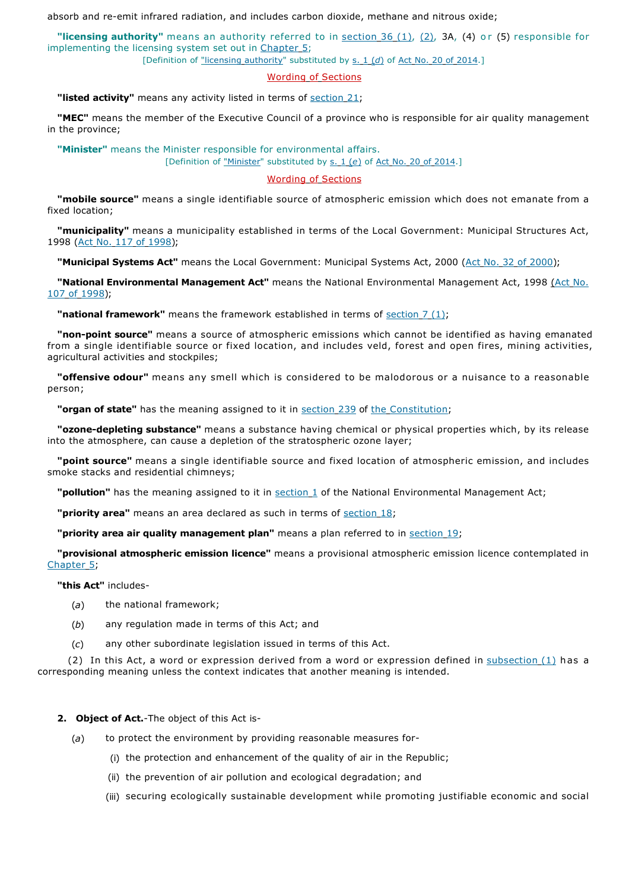absorb and re-emit infrared radiation, and includes carbon dioxide, methane and nitrous oxide;

**"licensing authority"** means an authority referred to in section 36 (1), (2), 3A, (4) or (5) responsible for implementing the licensing system set out in Chapter 5;

[Definition of "licensing authority" substituted by s. 1 (*d*) of Act No. 20 of 2014.]

Wording of Sections

**"listed activity"** means any activity listed in terms of section 21;

**"MEC"** means the member of the Executive Council of a province who is responsible for air quality management in the province;

**"Minister"** means the Minister responsible for environmental affairs.

[Definition of "Minister" substituted by s. 1 (*e*) of Act No. 20 of 2014.]

Wording of Sections

**"mobile source"** means a single identifiable source of atmospheric emission which does not emanate from a fixed location;

**"municipality"** means a municipality established in terms of the Local Government: Municipal Structures Act, 1998 (Act No. 117 of 1998);

**"Municipal Systems Act"** means the Local Government: Municipal Systems Act, 2000 (Act No. 32 of 2000);

**"National Environmental Management Act"** means the National Environmental Management Act, 1998 (Act No. 107 of 1998);

**"national framework"** means the framework established in terms of section 7 (1);

**"non-point source"** means a source of atmospheric emissions which cannot be identified as having emanated from a single identifiable source or fixed location, and includes veld, forest and open fires, mining activities, agricultural activities and stockpiles;

**"offensive odour"** means any smell which is considered to be malodorous or a nuisance to a reasonable person;

**"organ of state"** has the meaning assigned to it in section 239 of the Constitution;

**"ozone-depleting substance"** means a substance having chemical or physical properties which, by its release into the atmosphere, can cause a depletion of the stratospheric ozone layer;

**"point source"** means a single identifiable source and fixed location of atmospheric emission, and includes smoke stacks and residential chimneys;

**"pollution"** has the meaning assigned to it in section 1 of the National Environmental Management Act;

**"priority area"** means an area declared as such in terms of section 18;

**"priority area air quality management plan"** means a plan referred to in section 19;

**"provisional atmospheric emission licence"** means a provisional atmospheric emission licence contemplated in Chapter 5;

**"this Act"** includes-

(*a*) the national framework;

(*b*) any regulation made in terms of this Act; and

(*c*) any other subordinate legislation issued in terms of this Act.

(2) In this Act, a word or expression derived from a word or expression defined in subsection (1) has a corresponding meaning unless the context indicates that another meaning is intended.

**2. Object of Act.**-The object of this Act is-

(*a*) to protect the environment by providing reasonable measures for-

(i) the protection and enhancement of the quality of air in the Republic;

(ii) the prevention of air pollution and ecological degradation; and

(iii) securing ecologically sustainable development while promoting justifiable economic and social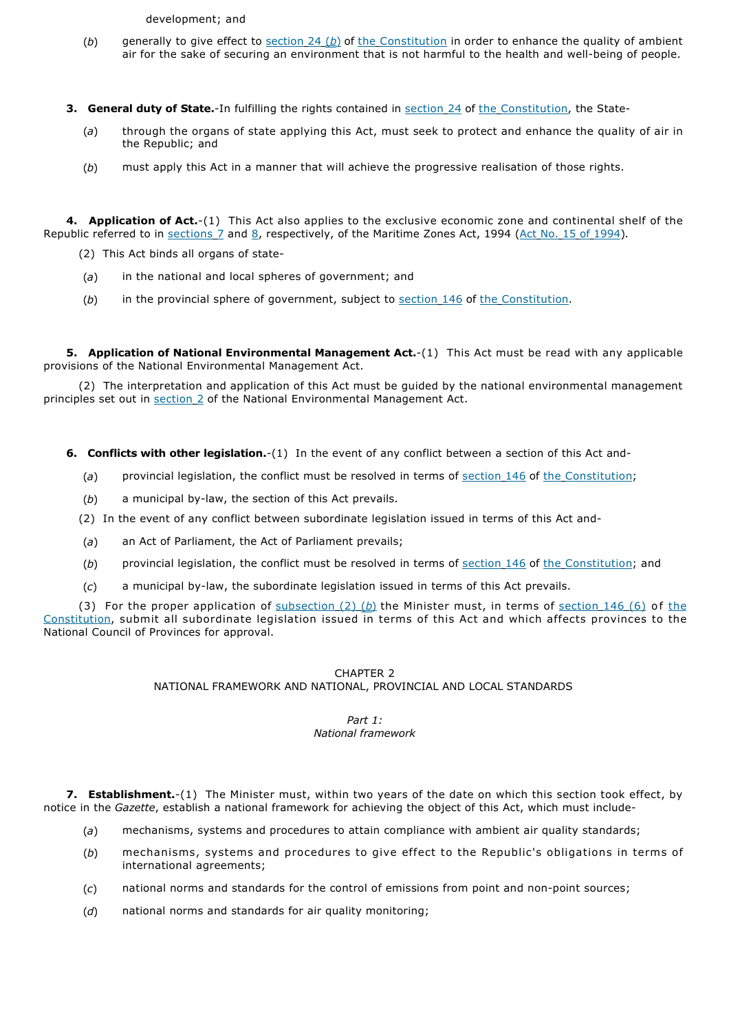development; and

(*b*) generally to give effect to section 24 (*b*) of the Constitution in order to enhance the quality of ambient air for the sake of securing an environment that is not harmful to the health and well-being of people.

**3. General duty of State.**-In fulfilling the rights contained in section 24 of the Constitution, the State-

(*a*) through the organs of state applying this Act, must seek to protect and enhance the quality of air in the Republic; and

(*b*) must apply this Act in a manner that will achieve the progressive realisation of those rights.

**4. Application of Act.**-(1) This Act also applies to the exclusive economic zone and continental shelf of the Republic referred to in sections 7 and 8, respectively, of the Maritime Zones Act, 1994 (Act No. 15 of 1994).

(2) This Act binds all organs of state-

(*a*) in the national and local spheres of government; and

(*b*) in the provincial sphere of government, subject to section 146 of the Constitution.

**5. Application of National Environmental Management Act.**-(1) This Act must be read with any applicable provisions of the National Environmental Management Act.

(2) The interpretation and application of this Act must be guided by the national environmental management principles set out in section 2 of the National Environmental Management Act.

**6. Conflicts with other legislation.**-(1) In the event of any conflict between a section of this Act and-

(*a*) provincial legislation, the conflict must be resolved in terms of section 146 of the Constitution;

(*b*) a municipal by-law, the section of this Act prevails.

(2) In the event of any conflict between subordinate legislation issued in terms of this Act and-

(*a*) an Act of Parliament, the Act of Parliament prevails;

(*b*) provincial legislation, the conflict must be resolved in terms of section 146 of the Constitution; and

(*c*) a municipal by-law, the subordinate legislation issued in terms of this Act prevails.

(3) For the proper application of subsection (2) (*b*) the Minister must, in terms of section 146 (6) of the Constitution, submit all subordinate legislation issued in terms of this Act and which affects provinces to the National Council of Provinces for approval.

## CHAPTER 2
## NATIONAL FRAMEWORK AND NATIONAL, PROVINCIAL AND LOCAL STANDARDS

### *Part 1:*
### *National framework*

**7. Establishment.**-(1) The Minister must, within two years of the date on which this section took effect, by notice in the *Gazette*, establish a national framework for achieving the object of this Act, which must include-

(*a*) mechanisms, systems and procedures to attain compliance with ambient air quality standards;

(*b*) mechanisms, systems and procedures to give effect to the Republic's obligations in terms of international agreements;

(*c*) national norms and standards for the control of emissions from point and non-point sources;

(*d*) national norms and standards for air quality monitoring;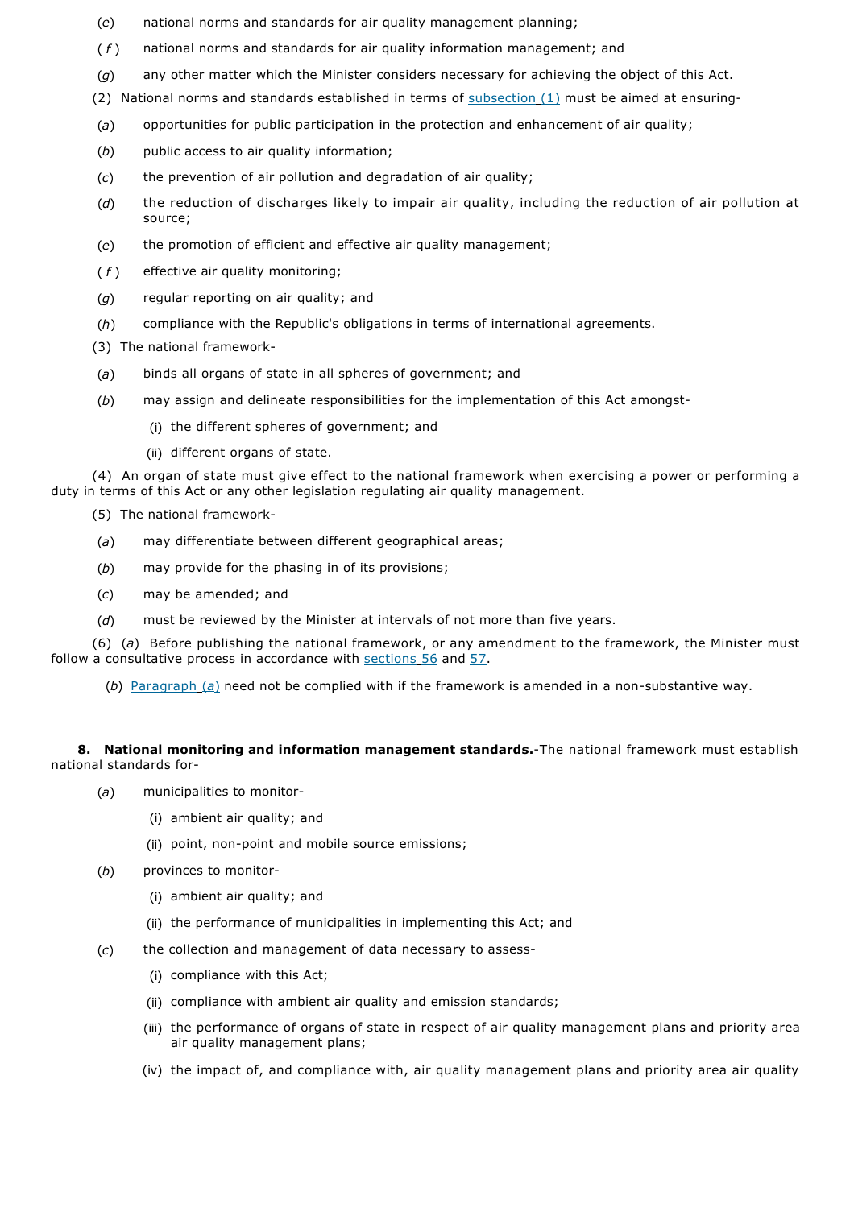(*e*) national norms and standards for air quality management planning;

(*f*) national norms and standards for air quality information management; and

(*g*) any other matter which the Minister considers necessary for achieving the object of this Act.

(2) National norms and standards established in terms of subsection (1) must be aimed at ensuring-

(*a*) opportunities for public participation in the protection and enhancement of air quality;

(*b*) public access to air quality information;

(*c*) the prevention of air pollution and degradation of air quality;

(*d*) the reduction of discharges likely to impair air quality, including the reduction of air pollution at source;

(*e*) the promotion of efficient and effective air quality management;

(*f*) effective air quality monitoring;

(*g*) regular reporting on air quality; and

(*h*) compliance with the Republic's obligations in terms of international agreements.

(3) The national framework-

(*a*) binds all organs of state in all spheres of government; and

(*b*) may assign and delineate responsibilities for the implementation of this Act amongst-

(i) the different spheres of government; and

(ii) different organs of state.

(4) An organ of state must give effect to the national framework when exercising a power or performing a duty in terms of this Act or any other legislation regulating air quality management.

(5) The national framework-

(*a*) may differentiate between different geographical areas;

(*b*) may provide for the phasing in of its provisions;

(*c*) may be amended; and

(*d*) must be reviewed by the Minister at intervals of not more than five years.

(6) (*a*) Before publishing the national framework, or any amendment to the framework, the Minister must follow a consultative process in accordance with sections 56 and 57.

(*b*) Paragraph (*a*) need not be complied with if the framework is amended in a non-substantive way.

**8. National monitoring and information management standards.**-The national framework must establish national standards for-

(*a*) municipalities to monitor-

(i) ambient air quality; and

(ii) point, non-point and mobile source emissions;

(*b*) provinces to monitor-

(i) ambient air quality; and

(ii) the performance of municipalities in implementing this Act; and

(*c*) the collection and management of data necessary to assess-

(i) compliance with this Act;

(ii) compliance with ambient air quality and emission standards;

(iii) the performance of organs of state in respect of air quality management plans and priority area air quality management plans;

(iv) the impact of, and compliance with, air quality management plans and priority area air quality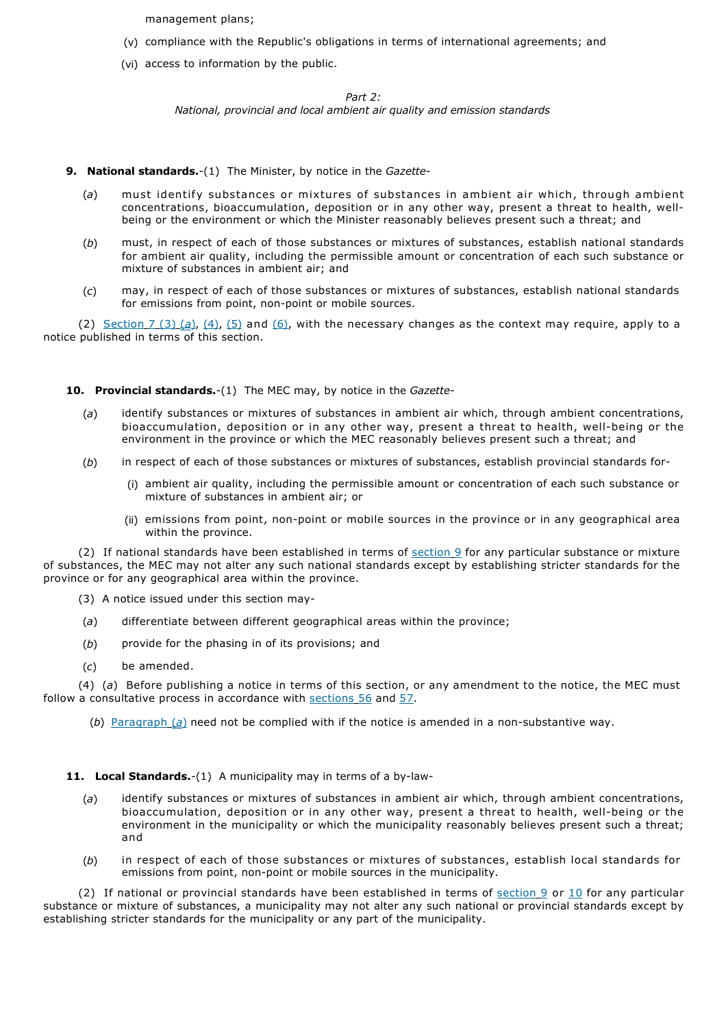management plans;

(v) compliance with the Republic's obligations in terms of international agreements; and

(vi) access to information by the public.

*Part 2:*
*National, provincial and local ambient air quality and emission standards*

**9. National standards.**-(1) The Minister, by notice in the *Gazette*-

(*a*) must identify substances or mixtures of substances in ambient air which, through ambient concentrations, bioaccumulation, deposition or in any other way, present a threat to health, well-being or the environment or which the Minister reasonably believes present such a threat; and

(*b*) must, in respect of each of those substances or mixtures of substances, establish national standards for ambient air quality, including the permissible amount or concentration of each such substance or mixture of substances in ambient air; and

(*c*) may, in respect of each of those substances or mixtures of substances, establish national standards for emissions from point, non-point or mobile sources.

(2) Section 7 (3) (*a*), (4), (5) and (6), with the necessary changes as the context may require, apply to a notice published in terms of this section.

**10. Provincial standards.**-(1) The MEC may, by notice in the *Gazette*-

(*a*) identify substances or mixtures of substances in ambient air which, through ambient concentrations, bioaccumulation, deposition or in any other way, present a threat to health, well-being or the environment in the province or which the MEC reasonably believes present such a threat; and

(*b*) in respect of each of those substances or mixtures of substances, establish provincial standards for-

(i) ambient air quality, including the permissible amount or concentration of each such substance or mixture of substances in ambient air; or

(ii) emissions from point, non-point or mobile sources in the province or in any geographical area within the province.

(2) If national standards have been established in terms of section 9 for any particular substance or mixture of substances, the MEC may not alter any such national standards except by establishing stricter standards for the province or for any geographical area within the province.

(3) A notice issued under this section may-

(*a*) differentiate between different geographical areas within the province;

(*b*) provide for the phasing in of its provisions; and

(*c*) be amended.

(4) (*a*) Before publishing a notice in terms of this section, or any amendment to the notice, the MEC must follow a consultative process in accordance with sections 56 and 57.

(*b*) Paragraph (*a*) need not be complied with if the notice is amended in a non-substantive way.

**11. Local Standards.**-(1) A municipality may in terms of a by-law-

(*a*) identify substances or mixtures of substances in ambient air which, through ambient concentrations, bioaccumulation, deposition or in any other way, present a threat to health, well-being or the environment in the municipality or which the municipality reasonably believes present such a threat; and

(*b*) in respect of each of those substances or mixtures of substances, establish local standards for emissions from point, non-point or mobile sources in the municipality.

(2) If national or provincial standards have been established in terms of section 9 or 10 for any particular substance or mixture of substances, a municipality may not alter any such national or provincial standards except by establishing stricter standards for the municipality or any part of the municipality.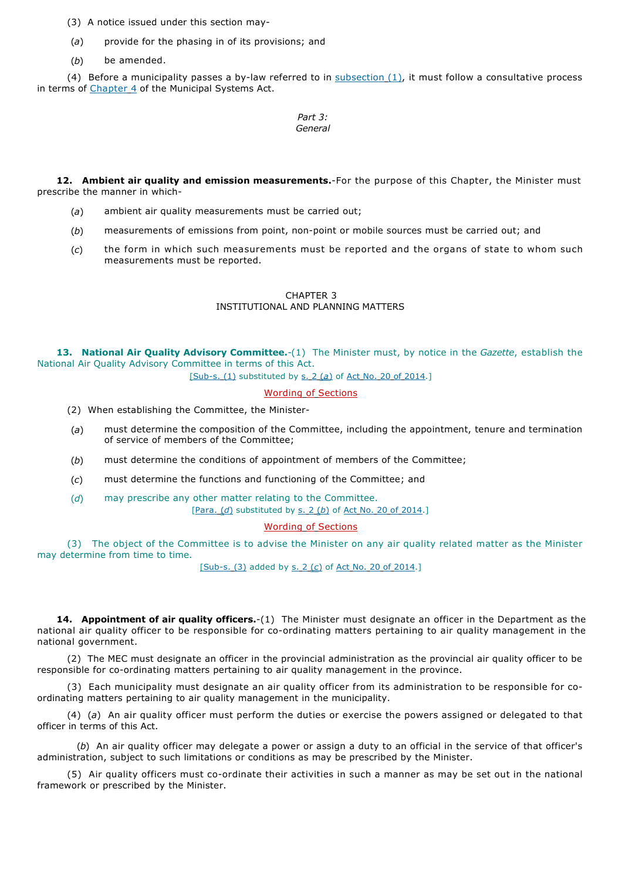(3) A notice issued under this section may-

(*a*) provide for the phasing in of its provisions; and

(*b*) be amended.

(4) Before a municipality passes a by-law referred to in subsection (1), it must follow a consultative process in terms of Chapter 4 of the Municipal Systems Act.

*Part 3:*
*General*

**12. Ambient air quality and emission measurements.**-For the purpose of this Chapter, the Minister must prescribe the manner in which-

(*a*) ambient air quality measurements must be carried out;

(*b*) measurements of emissions from point, non-point or mobile sources must be carried out; and

(*c*) the form in which such measurements must be reported and the organs of state to whom such measurements must be reported.

## CHAPTER 3
## INSTITUTIONAL AND PLANNING MATTERS

**13. National Air Quality Advisory Committee.**-(1) The Minister must, by notice in the *Gazette*, establish the National Air Quality Advisory Committee in terms of this Act.

[Sub-s. (1) substituted by s. 2 (*a*) of Act No. 20 of 2014.]

Wording of Sections

(2) When establishing the Committee, the Minister-

(*a*) must determine the composition of the Committee, including the appointment, tenure and termination of service of members of the Committee;

(*b*) must determine the conditions of appointment of members of the Committee;

(*c*) must determine the functions and functioning of the Committee; and

(*d*) may prescribe any other matter relating to the Committee.

[Para. (*d*) substituted by s. 2 (*b*) of Act No. 20 of 2014.]

Wording of Sections

(3) The object of the Committee is to advise the Minister on any air quality related matter as the Minister may determine from time to time.

[Sub-s. (3) added by s. 2 (*c*) of Act No. 20 of 2014.]

**14. Appointment of air quality officers.**-(1) The Minister must designate an officer in the Department as the national air quality officer to be responsible for co-ordinating matters pertaining to air quality management in the national government.

(2) The MEC must designate an officer in the provincial administration as the provincial air quality officer to be responsible for co-ordinating matters pertaining to air quality management in the province.

(3) Each municipality must designate an air quality officer from its administration to be responsible for co-ordinating matters pertaining to air quality management in the municipality.

(4) (*a*) An air quality officer must perform the duties or exercise the powers assigned or delegated to that officer in terms of this Act.

(*b*) An air quality officer may delegate a power or assign a duty to an official in the service of that officer's administration, subject to such limitations or conditions as may be prescribed by the Minister.

(5) Air quality officers must co-ordinate their activities in such a manner as may be set out in the national framework or prescribed by the Minister.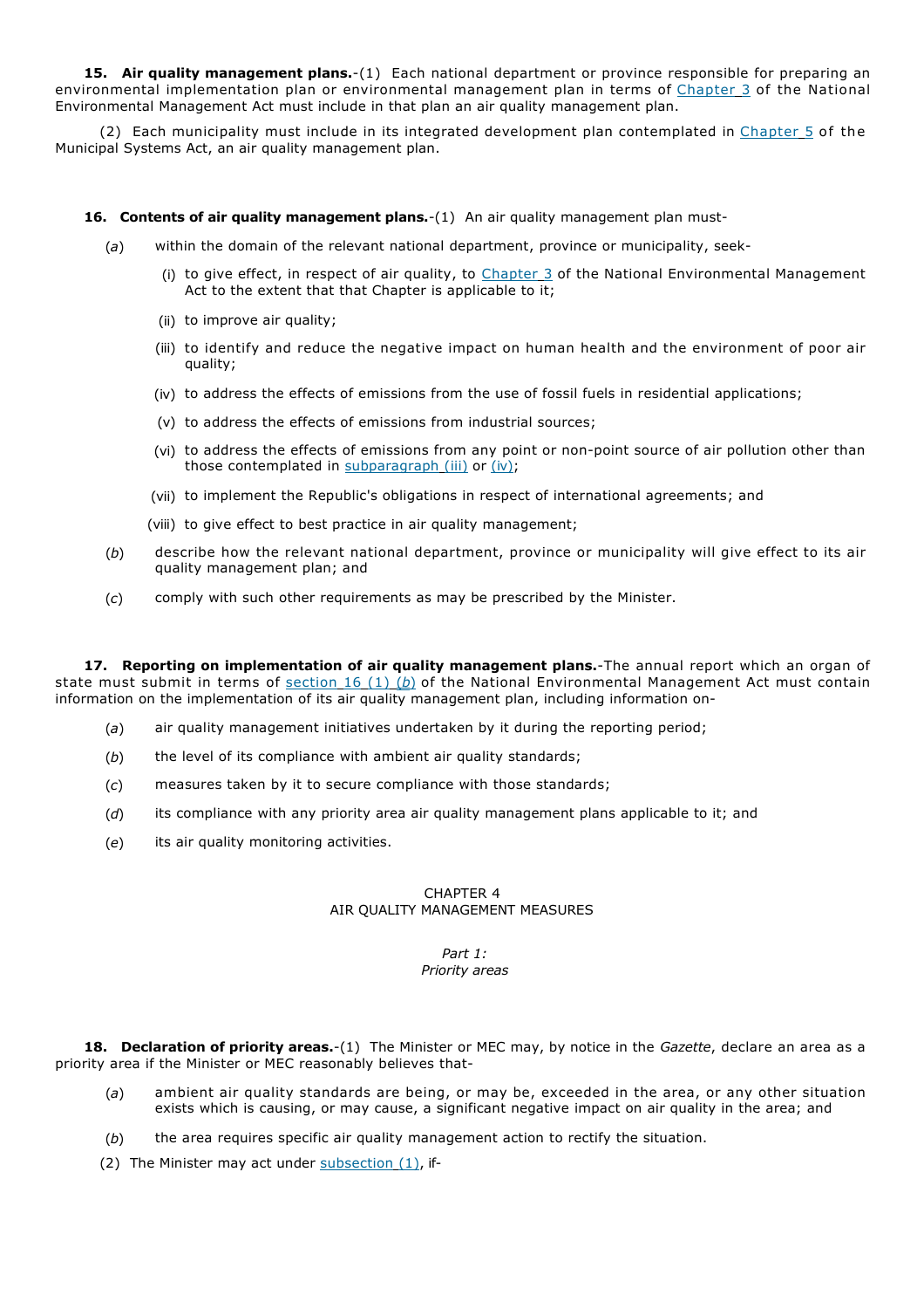**15. Air quality management plans.**-(1) Each national department or province responsible for preparing an environmental implementation plan or environmental management plan in terms of Chapter 3 of the National Environmental Management Act must include in that plan an air quality management plan.

(2) Each municipality must include in its integrated development plan contemplated in Chapter 5 of the Municipal Systems Act, an air quality management plan.

**16. Contents of air quality management plans.**-(1) An air quality management plan must-

(*a*) within the domain of the relevant national department, province or municipality, seek-

(i) to give effect, in respect of air quality, to Chapter 3 of the National Environmental Management Act to the extent that that Chapter is applicable to it;

(ii) to improve air quality;

(iii) to identify and reduce the negative impact on human health and the environment of poor air quality;

(iv) to address the effects of emissions from the use of fossil fuels in residential applications;

(v) to address the effects of emissions from industrial sources;

(vi) to address the effects of emissions from any point or non-point source of air pollution other than those contemplated in subparagraph (iii) or (iv);

(vii) to implement the Republic's obligations in respect of international agreements; and

(viii) to give effect to best practice in air quality management;

(*b*) describe how the relevant national department, province or municipality will give effect to its air quality management plan; and

(*c*) comply with such other requirements as may be prescribed by the Minister.

**17. Reporting on implementation of air quality management plans.**-The annual report which an organ of state must submit in terms of section 16 (1) (*b*) of the National Environmental Management Act must contain information on the implementation of its air quality management plan, including information on-

(*a*) air quality management initiatives undertaken by it during the reporting period;

(*b*) the level of its compliance with ambient air quality standards;

(*c*) measures taken by it to secure compliance with those standards;

(*d*) its compliance with any priority area air quality management plans applicable to it; and

(*e*) its air quality monitoring activities.

## CHAPTER 4
## AIR QUALITY MANAGEMENT MEASURES

### *Part 1:*
### *Priority areas*

**18. Declaration of priority areas.**-(1) The Minister or MEC may, by notice in the *Gazette*, declare an area as a priority area if the Minister or MEC reasonably believes that-

(*a*) ambient air quality standards are being, or may be, exceeded in the area, or any other situation exists which is causing, or may cause, a significant negative impact on air quality in the area; and

(*b*) the area requires specific air quality management action to rectify the situation.

(2) The Minister may act under subsection (1), if-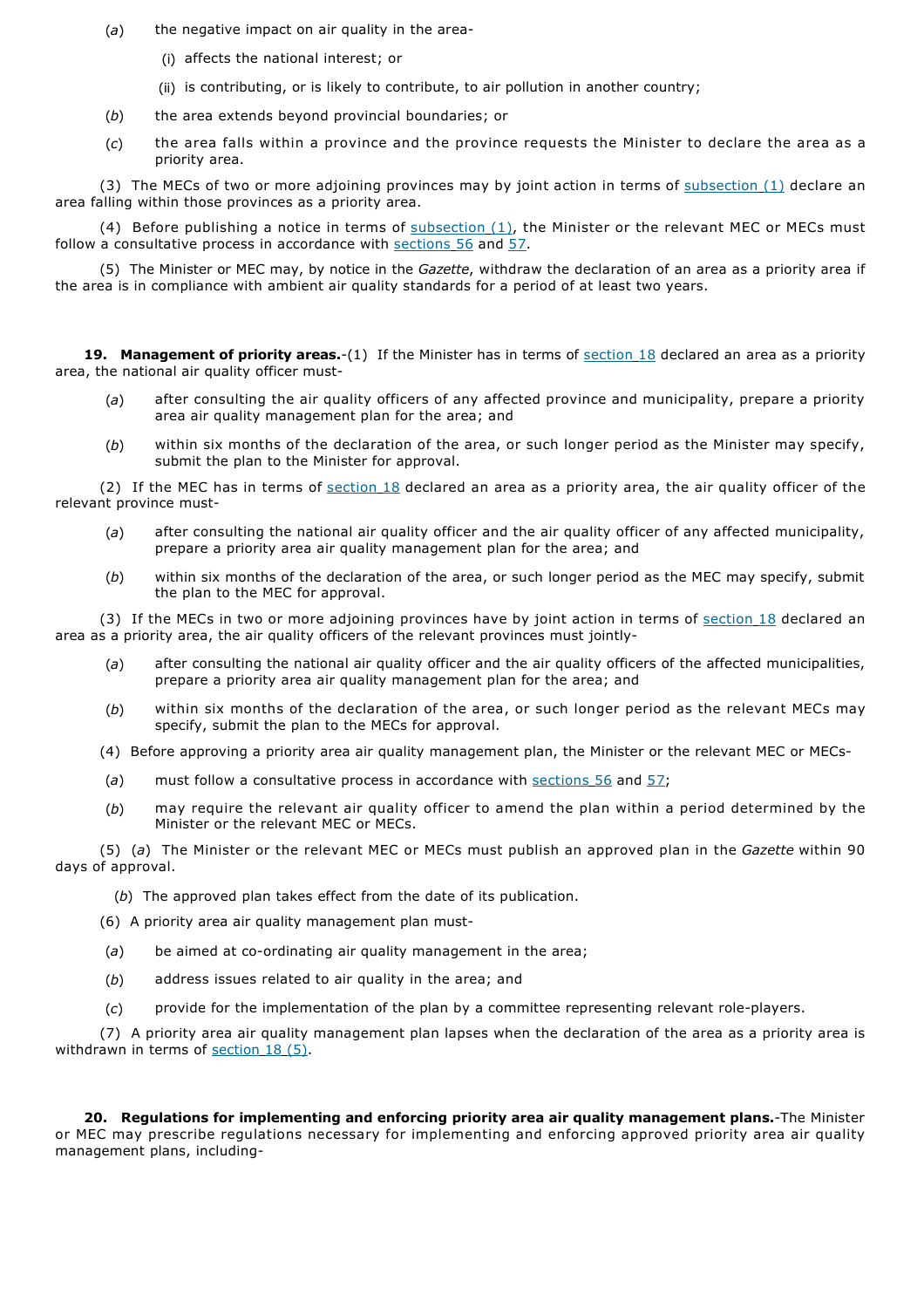(*a*) the negative impact on air quality in the area-

(i) affects the national interest; or

(ii) is contributing, or is likely to contribute, to air pollution in another country;

(*b*) the area extends beyond provincial boundaries; or

(*c*) the area falls within a province and the province requests the Minister to declare the area as a priority area.

(3) The MECs of two or more adjoining provinces may by joint action in terms of subsection (1) declare an area falling within those provinces as a priority area.

(4) Before publishing a notice in terms of subsection (1), the Minister or the relevant MEC or MECs must follow a consultative process in accordance with sections 56 and 57.

(5) The Minister or MEC may, by notice in the *Gazette*, withdraw the declaration of an area as a priority area if the area is in compliance with ambient air quality standards for a period of at least two years.

**19. Management of priority areas.**-(1) If the Minister has in terms of section 18 declared an area as a priority area, the national air quality officer must-

(*a*) after consulting the air quality officers of any affected province and municipality, prepare a priority area air quality management plan for the area; and

(*b*) within six months of the declaration of the area, or such longer period as the Minister may specify, submit the plan to the Minister for approval.

(2) If the MEC has in terms of section 18 declared an area as a priority area, the air quality officer of the relevant province must-

(*a*) after consulting the national air quality officer and the air quality officer of any affected municipality, prepare a priority area air quality management plan for the area; and

(*b*) within six months of the declaration of the area, or such longer period as the MEC may specify, submit the plan to the MEC for approval.

(3) If the MECs in two or more adjoining provinces have by joint action in terms of section 18 declared an area as a priority area, the air quality officers of the relevant provinces must jointly-

(*a*) after consulting the national air quality officer and the air quality officers of the affected municipalities, prepare a priority area air quality management plan for the area; and

(*b*) within six months of the declaration of the area, or such longer period as the relevant MECs may specify, submit the plan to the MECs for approval.

(4) Before approving a priority area air quality management plan, the Minister or the relevant MEC or MECs-

(*a*) must follow a consultative process in accordance with sections 56 and 57;

(*b*) may require the relevant air quality officer to amend the plan within a period determined by the Minister or the relevant MEC or MECs.

(5) (*a*) The Minister or the relevant MEC or MECs must publish an approved plan in the *Gazette* within 90 days of approval.

(*b*) The approved plan takes effect from the date of its publication.

(6) A priority area air quality management plan must-

(*a*) be aimed at co-ordinating air quality management in the area;

(*b*) address issues related to air quality in the area; and

(*c*) provide for the implementation of the plan by a committee representing relevant role-players.

(7) A priority area air quality management plan lapses when the declaration of the area as a priority area is withdrawn in terms of section 18 (5).

**20. Regulations for implementing and enforcing priority area air quality management plans.**-The Minister or MEC may prescribe regulations necessary for implementing and enforcing approved priority area air quality management plans, including-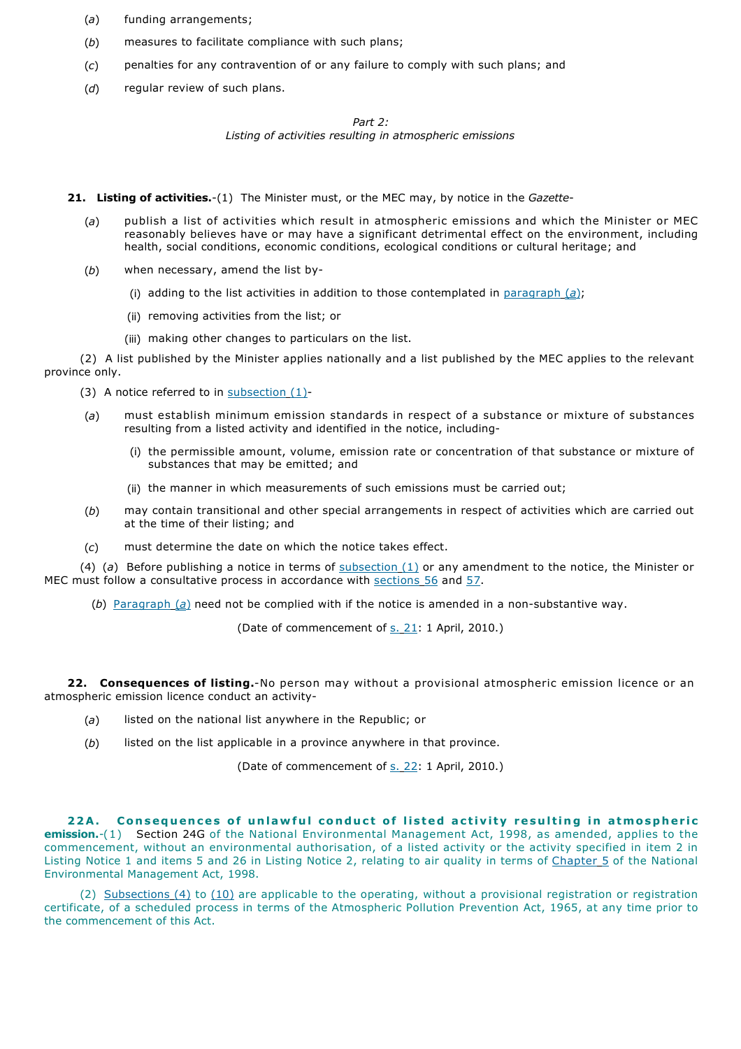(*a*) funding arrangements;

(*b*) measures to facilitate compliance with such plans;

(*c*) penalties for any contravention of or any failure to comply with such plans; and

(*d*) regular review of such plans.

*Part 2:*
*Listing of activities resulting in atmospheric emissions*

**21. Listing of activities.**-(1) The Minister must, or the MEC may, by notice in the *Gazette*-

(*a*) publish a list of activities which result in atmospheric emissions and which the Minister or MEC reasonably believes have or may have a significant detrimental effect on the environment, including health, social conditions, economic conditions, ecological conditions or cultural heritage; and

(*b*) when necessary, amend the list by-

(i) adding to the list activities in addition to those contemplated in paragraph (*a*);

(ii) removing activities from the list; or

(iii) making other changes to particulars on the list.

(2) A list published by the Minister applies nationally and a list published by the MEC applies to the relevant province only.

(3) A notice referred to in subsection (1)-

(*a*) must establish minimum emission standards in respect of a substance or mixture of substances resulting from a listed activity and identified in the notice, including-

(i) the permissible amount, volume, emission rate or concentration of that substance or mixture of substances that may be emitted; and

(ii) the manner in which measurements of such emissions must be carried out;

(*b*) may contain transitional and other special arrangements in respect of activities which are carried out at the time of their listing; and

(*c*) must determine the date on which the notice takes effect.

(4) (*a*) Before publishing a notice in terms of subsection (1) or any amendment to the notice, the Minister or MEC must follow a consultative process in accordance with sections 56 and 57.

(*b*) Paragraph (*a*) need not be complied with if the notice is amended in a non-substantive way.

(Date of commencement of s. 21: 1 April, 2010.)

**22. Consequences of listing.**-No person may without a provisional atmospheric emission licence or an atmospheric emission licence conduct an activity-

(*a*) listed on the national list anywhere in the Republic; or

(*b*) listed on the list applicable in a province anywhere in that province.

(Date of commencement of s. 22: 1 April, 2010.)

**22A. Consequences of unlawful conduct of listed activity resulting in atmospheric emission.**-(1) Section 24G of the National Environmental Management Act, 1998, as amended, applies to the commencement, without an environmental authorisation, of a listed activity or the activity specified in item 2 in Listing Notice 1 and items 5 and 26 in Listing Notice 2, relating to air quality in terms of Chapter 5 of the National Environmental Management Act, 1998.

(2) Subsections (4) to (10) are applicable to the operating, without a provisional registration or registration certificate, of a scheduled process in terms of the Atmospheric Pollution Prevention Act, 1965, at any time prior to the commencement of this Act.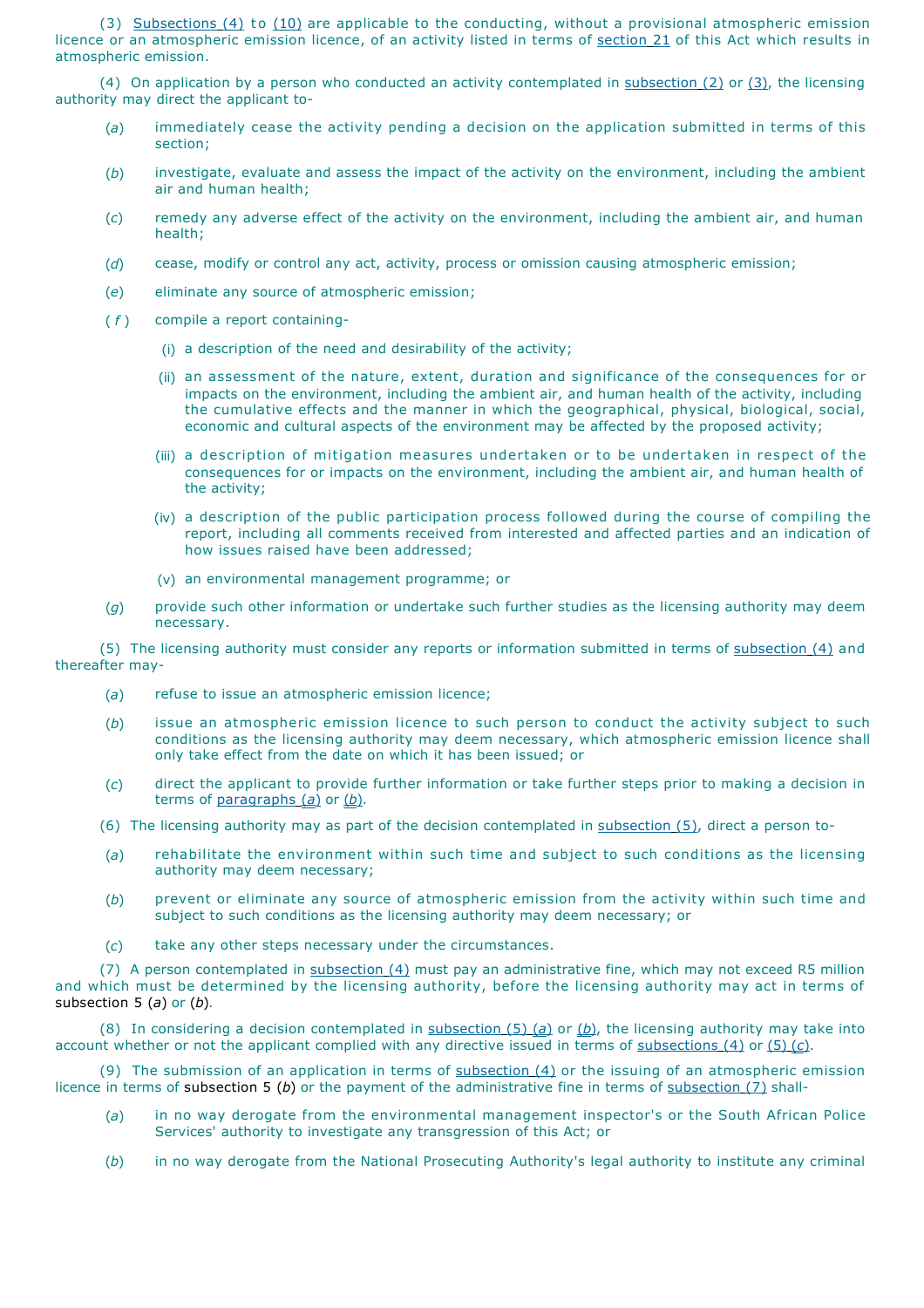(3) Subsections (4) to (10) are applicable to the conducting, without a provisional atmospheric emission licence or an atmospheric emission licence, of an activity listed in terms of section 21 of this Act which results in atmospheric emission.

(4) On application by a person who conducted an activity contemplated in subsection (2) or (3), the licensing authority may direct the applicant to-

(*a*) immediately cease the activity pending a decision on the application submitted in terms of this section;

(*b*) investigate, evaluate and assess the impact of the activity on the environment, including the ambient air and human health;

(*c*) remedy any adverse effect of the activity on the environment, including the ambient air, and human health;

(*d*) cease, modify or control any act, activity, process or omission causing atmospheric emission;

(*e*) eliminate any source of atmospheric emission;

(*f*) compile a report containing-

(i) a description of the need and desirability of the activity;

(ii) an assessment of the nature, extent, duration and significance of the consequences for or impacts on the environment, including the ambient air, and human health of the activity, including the cumulative effects and the manner in which the geographical, physical, biological, social, economic and cultural aspects of the environment may be affected by the proposed activity;

(iii) a description of mitigation measures undertaken or to be undertaken in respect of the consequences for or impacts on the environment, including the ambient air, and human health of the activity;

(iv) a description of the public participation process followed during the course of compiling the report, including all comments received from interested and affected parties and an indication of how issues raised have been addressed;

(v) an environmental management programme; or

(*g*) provide such other information or undertake such further studies as the licensing authority may deem necessary.

(5) The licensing authority must consider any reports or information submitted in terms of subsection (4) and thereafter may-

(*a*) refuse to issue an atmospheric emission licence;

(*b*) issue an atmospheric emission licence to such person to conduct the activity subject to such conditions as the licensing authority may deem necessary, which atmospheric emission licence shall only take effect from the date on which it has been issued; or

(*c*) direct the applicant to provide further information or take further steps prior to making a decision in terms of paragraphs (*a*) or (*b*).

(6) The licensing authority may as part of the decision contemplated in subsection (5), direct a person to-

(*a*) rehabilitate the environment within such time and subject to such conditions as the licensing authority may deem necessary;

(*b*) prevent or eliminate any source of atmospheric emission from the activity within such time and subject to such conditions as the licensing authority may deem necessary; or

(*c*) take any other steps necessary under the circumstances.

(7) A person contemplated in subsection (4) must pay an administrative fine, which may not exceed R5 million and which must be determined by the licensing authority, before the licensing authority may act in terms of subsection 5 (*a*) or (*b*).

(8) In considering a decision contemplated in subsection (5) (*a*) or (*b*), the licensing authority may take into account whether or not the applicant complied with any directive issued in terms of subsections (4) or (5) (*c*).

(9) The submission of an application in terms of subsection (4) or the issuing of an atmospheric emission licence in terms of subsection 5 (*b*) or the payment of the administrative fine in terms of subsection (7) shall-

(*a*) in no way derogate from the environmental management inspector's or the South African Police Services' authority to investigate any transgression of this Act; or

(*b*) in no way derogate from the National Prosecuting Authority's legal authority to institute any criminal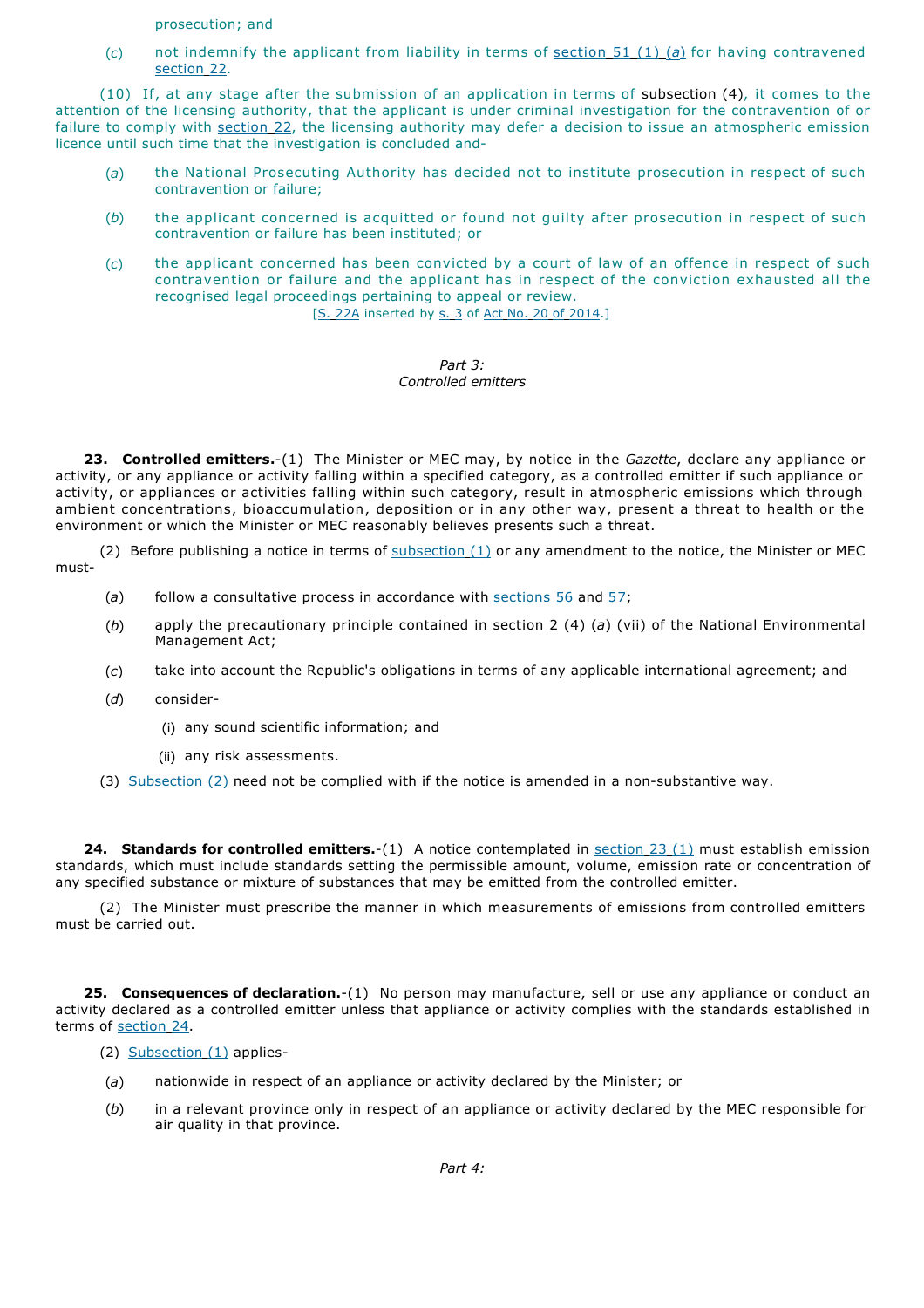prosecution; and

(*c*) not indemnify the applicant from liability in terms of section 51 (1) (*a*) for having contravened section 22.

(10) If, at any stage after the submission of an application in terms of subsection (4), it comes to the attention of the licensing authority, that the applicant is under criminal investigation for the contravention of or failure to comply with section 22, the licensing authority may defer a decision to issue an atmospheric emission licence until such time that the investigation is concluded and-

(*a*) the National Prosecuting Authority has decided not to institute prosecution in respect of such contravention or failure;

(*b*) the applicant concerned is acquitted or found not guilty after prosecution in respect of such contravention or failure has been instituted; or

(*c*) the applicant concerned has been convicted by a court of law of an offence in respect of such contravention or failure and the applicant has in respect of the conviction exhausted all the recognised legal proceedings pertaining to appeal or review.

[S. 22A inserted by s. 3 of Act No. 20 of 2014.]

*Part 3:*
*Controlled emitters*

**23. Controlled emitters.**-(1) The Minister or MEC may, by notice in the *Gazette*, declare any appliance or activity, or any appliance or activity falling within a specified category, as a controlled emitter if such appliance or activity, or appliances or activities falling within such category, result in atmospheric emissions which through ambient concentrations, bioaccumulation, deposition or in any other way, present a threat to health or the environment or which the Minister or MEC reasonably believes presents such a threat.

(2) Before publishing a notice in terms of subsection (1) or any amendment to the notice, the Minister or MEC must-

(*a*) follow a consultative process in accordance with sections 56 and 57;

(*b*) apply the precautionary principle contained in section 2 (4) (*a*) (vii) of the National Environmental Management Act;

(*c*) take into account the Republic's obligations in terms of any applicable international agreement; and

(*d*) consider-

(i) any sound scientific information; and

(ii) any risk assessments.

(3) Subsection (2) need not be complied with if the notice is amended in a non-substantive way.

**24. Standards for controlled emitters.**-(1) A notice contemplated in section 23 (1) must establish emission standards, which must include standards setting the permissible amount, volume, emission rate or concentration of any specified substance or mixture of substances that may be emitted from the controlled emitter.

(2) The Minister must prescribe the manner in which measurements of emissions from controlled emitters must be carried out.

**25. Consequences of declaration.**-(1) No person may manufacture, sell or use any appliance or conduct an activity declared as a controlled emitter unless that appliance or activity complies with the standards established in terms of section 24.

(2) Subsection (1) applies-

(*a*) nationwide in respect of an appliance or activity declared by the Minister; or

(*b*) in a relevant province only in respect of an appliance or activity declared by the MEC responsible for air quality in that province.

*Part 4:*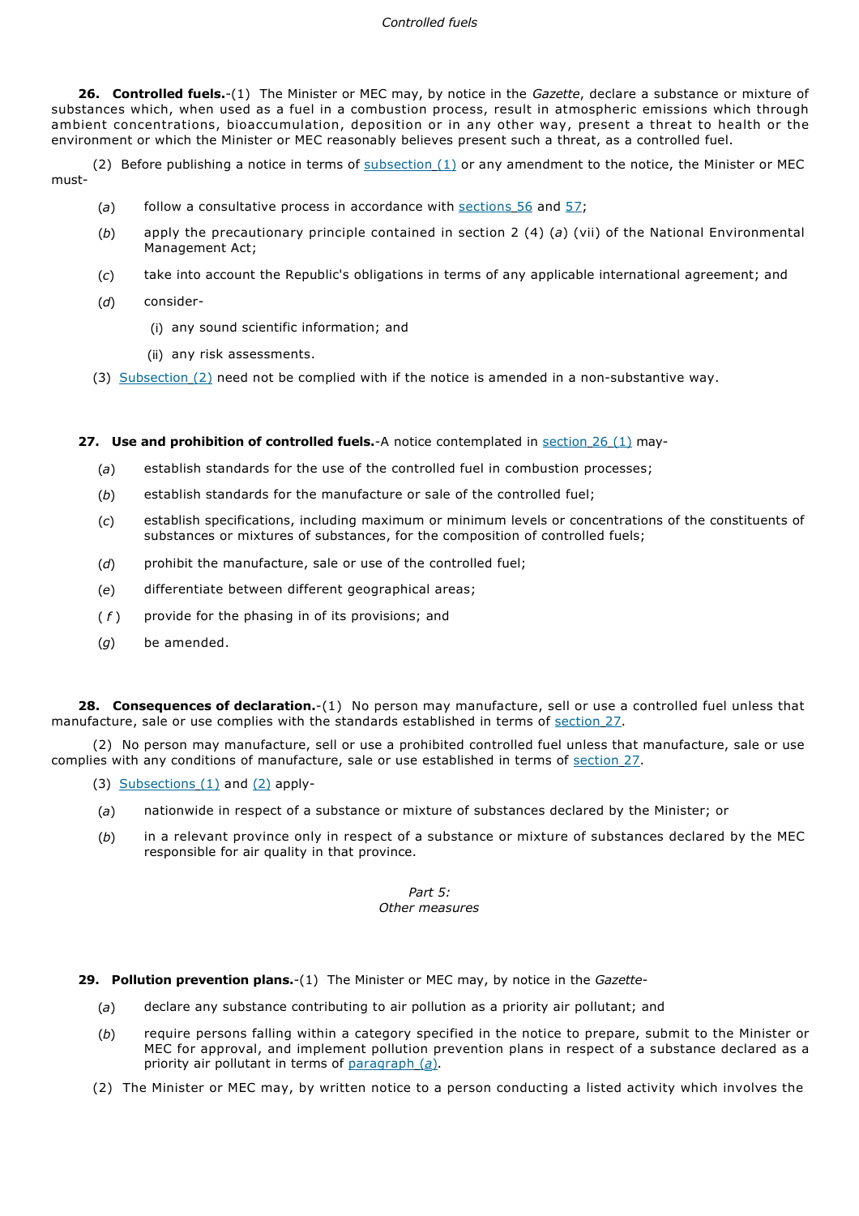*Controlled fuels*

**26. Controlled fuels.**-(1) The Minister or MEC may, by notice in the *Gazette*, declare a substance or mixture of substances which, when used as a fuel in a combustion process, result in atmospheric emissions which through ambient concentrations, bioaccumulation, deposition or in any other way, present a threat to health or the environment or which the Minister or MEC reasonably believes present such a threat, as a controlled fuel.

(2) Before publishing a notice in terms of subsection (1) or any amendment to the notice, the Minister or MEC must-

(*a*) follow a consultative process in accordance with sections 56 and 57;

(*b*) apply the precautionary principle contained in section 2 (4) (*a*) (vii) of the National Environmental Management Act;

(*c*) take into account the Republic's obligations in terms of any applicable international agreement; and

(*d*) consider-

(i) any sound scientific information; and

(ii) any risk assessments.

(3) Subsection (2) need not be complied with if the notice is amended in a non-substantive way.

**27. Use and prohibition of controlled fuels.**-A notice contemplated in section 26 (1) may-

(*a*) establish standards for the use of the controlled fuel in combustion processes;

(*b*) establish standards for the manufacture or sale of the controlled fuel;

(*c*) establish specifications, including maximum or minimum levels or concentrations of the constituents of substances or mixtures of substances, for the composition of controlled fuels;

(*d*) prohibit the manufacture, sale or use of the controlled fuel;

(*e*) differentiate between different geographical areas;

(*f*) provide for the phasing in of its provisions; and

(*g*) be amended.

**28. Consequences of declaration.**-(1) No person may manufacture, sell or use a controlled fuel unless that manufacture, sale or use complies with the standards established in terms of section 27.

(2) No person may manufacture, sell or use a prohibited controlled fuel unless that manufacture, sale or use complies with any conditions of manufacture, sale or use established in terms of section 27.

(3) Subsections (1) and (2) apply-

(*a*) nationwide in respect of a substance or mixture of substances declared by the Minister; or

(*b*) in a relevant province only in respect of a substance or mixture of substances declared by the MEC responsible for air quality in that province.

*Part 5:*
*Other measures*

**29. Pollution prevention plans.**-(1) The Minister or MEC may, by notice in the *Gazette*-

(*a*) declare any substance contributing to air pollution as a priority air pollutant; and

(*b*) require persons falling within a category specified in the notice to prepare, submit to the Minister or MEC for approval, and implement pollution prevention plans in respect of a substance declared as a priority air pollutant in terms of paragraph (*a*).

(2) The Minister or MEC may, by written notice to a person conducting a listed activity which involves the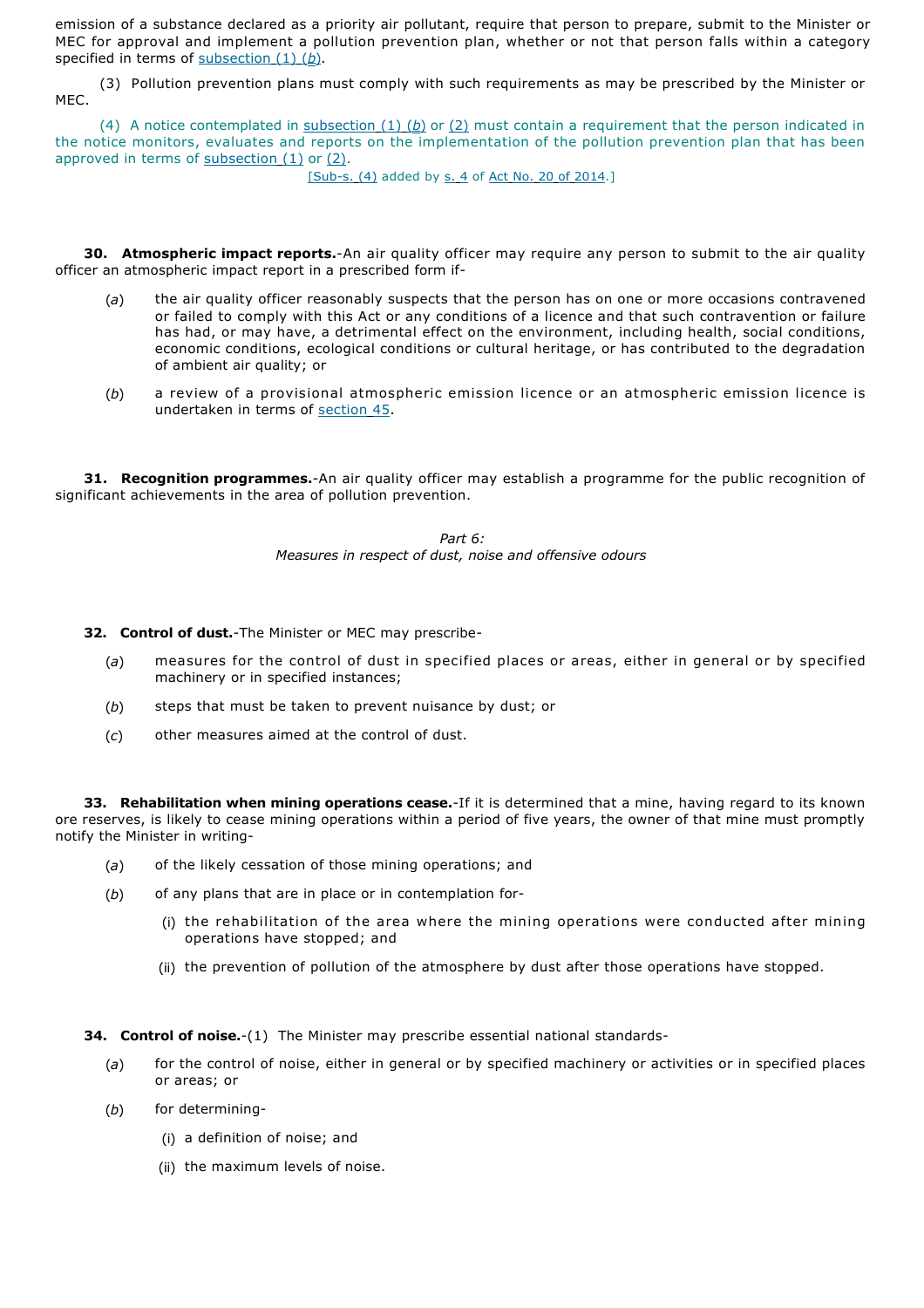emission of a substance declared as a priority air pollutant, require that person to prepare, submit to the Minister or MEC for approval and implement a pollution prevention plan, whether or not that person falls within a category specified in terms of subsection (1) (*b*).

(3) Pollution prevention plans must comply with such requirements as may be prescribed by the Minister or MEC.

(4) A notice contemplated in subsection (1) (*b*) or (2) must contain a requirement that the person indicated in the notice monitors, evaluates and reports on the implementation of the pollution prevention plan that has been approved in terms of subsection (1) or (2).

[Sub-s. (4) added by s. 4 of Act No. 20 of 2014.]

**30. Atmospheric impact reports.**-An air quality officer may require any person to submit to the air quality officer an atmospheric impact report in a prescribed form if-

(*a*) the air quality officer reasonably suspects that the person has on one or more occasions contravened or failed to comply with this Act or any conditions of a licence and that such contravention or failure has had, or may have, a detrimental effect on the environment, including health, social conditions, economic conditions, ecological conditions or cultural heritage, or has contributed to the degradation of ambient air quality; or

(*b*) a review of a provisional atmospheric emission licence or an atmospheric emission licence is undertaken in terms of section 45.

**31. Recognition programmes.**-An air quality officer may establish a programme for the public recognition of significant achievements in the area of pollution prevention.

*Part 6:*
*Measures in respect of dust, noise and offensive odours*

**32. Control of dust.**-The Minister or MEC may prescribe-

(*a*) measures for the control of dust in specified places or areas, either in general or by specified machinery or in specified instances;

(*b*) steps that must be taken to prevent nuisance by dust; or

(*c*) other measures aimed at the control of dust.

**33. Rehabilitation when mining operations cease.**-If it is determined that a mine, having regard to its known ore reserves, is likely to cease mining operations within a period of five years, the owner of that mine must promptly notify the Minister in writing-

(*a*) of the likely cessation of those mining operations; and

(*b*) of any plans that are in place or in contemplation for-

(i) the rehabilitation of the area where the mining operations were conducted after mining operations have stopped; and

(ii) the prevention of pollution of the atmosphere by dust after those operations have stopped.

**34. Control of noise.**-(1) The Minister may prescribe essential national standards-

(*a*) for the control of noise, either in general or by specified machinery or activities or in specified places or areas; or

(*b*) for determining-

(i) a definition of noise; and

(ii) the maximum levels of noise.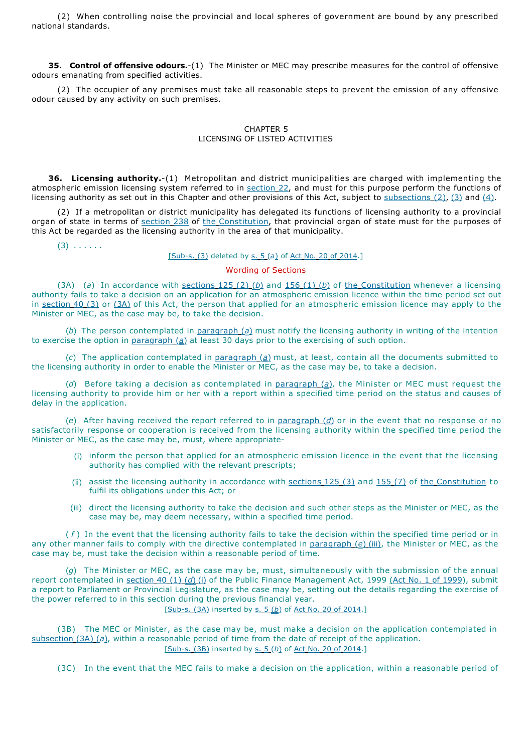(2) When controlling noise the provincial and local spheres of government are bound by any prescribed national standards.

**35. Control of offensive odours.**-(1) The Minister or MEC may prescribe measures for the control of offensive odours emanating from specified activities.

(2) The occupier of any premises must take all reasonable steps to prevent the emission of any offensive odour caused by any activity on such premises.

CHAPTER 5
LICENSING OF LISTED ACTIVITIES

**36. Licensing authority.**-(1) Metropolitan and district municipalities are charged with implementing the atmospheric emission licensing system referred to in section 22, and must for this purpose perform the functions of licensing authority as set out in this Chapter and other provisions of this Act, subject to subsections (2), (3) and (4).

(2) If a metropolitan or district municipality has delegated its functions of licensing authority to a provincial organ of state in terms of section 238 of the Constitution, that provincial organ of state must for the purposes of this Act be regarded as the licensing authority in the area of that municipality.

(3) . . . . . .

[Sub-s. (3) deleted by s. 5 (*a*) of Act No. 20 of 2014.]

Wording of Sections

(3A) (*a*) In accordance with sections 125 (2) (*b*) and 156 (1) (*b*) of the Constitution whenever a licensing authority fails to take a decision on an application for an atmospheric emission licence within the time period set out in section 40 (3) or (3A) of this Act, the person that applied for an atmospheric emission licence may apply to the Minister or MEC, as the case may be, to take the decision.

(*b*) The person contemplated in paragraph (*a*) must notify the licensing authority in writing of the intention to exercise the option in paragraph (*a*) at least 30 days prior to the exercising of such option.

(*c*) The application contemplated in paragraph (*a*) must, at least, contain all the documents submitted to the licensing authority in order to enable the Minister or MEC, as the case may be, to take a decision.

(*d*) Before taking a decision as contemplated in paragraph (*a*), the Minister or MEC must request the licensing authority to provide him or her with a report within a specified time period on the status and causes of delay in the application.

(*e*) After having received the report referred to in paragraph (*d*) or in the event that no response or no satisfactorily response or cooperation is received from the licensing authority within the specified time period the Minister or MEC, as the case may be, must, where appropriate-

(i) inform the person that applied for an atmospheric emission licence in the event that the licensing authority has complied with the relevant prescripts;

(ii) assist the licensing authority in accordance with sections 125 (3) and 155 (7) of the Constitution to fulfil its obligations under this Act; or

(iii) direct the licensing authority to take the decision and such other steps as the Minister or MEC, as the case may be, may deem necessary, within a specified time period.

(*f*) In the event that the licensing authority fails to take the decision within the specified time period or in any other manner fails to comply with the directive contemplated in paragraph (*e*) (iii), the Minister or MEC, as the case may be, must take the decision within a reasonable period of time.

(*g*) The Minister or MEC, as the case may be, must, simultaneously with the submission of the annual report contemplated in section 40 (1) (*d*) (i) of the Public Finance Management Act, 1999 (Act No. 1 of 1999), submit a report to Parliament or Provincial Legislature, as the case may be, setting out the details regarding the exercise of the power referred to in this section during the previous financial year.

[Sub-s. (3A) inserted by s. 5 (*b*) of Act No. 20 of 2014.]

(3B) The MEC or Minister, as the case may be, must make a decision on the application contemplated in subsection (3A) (*a*), within a reasonable period of time from the date of receipt of the application.

[Sub-s. (3B) inserted by s. 5 (*b*) of Act No. 20 of 2014.]

(3C) In the event that the MEC fails to make a decision on the application, within a reasonable period of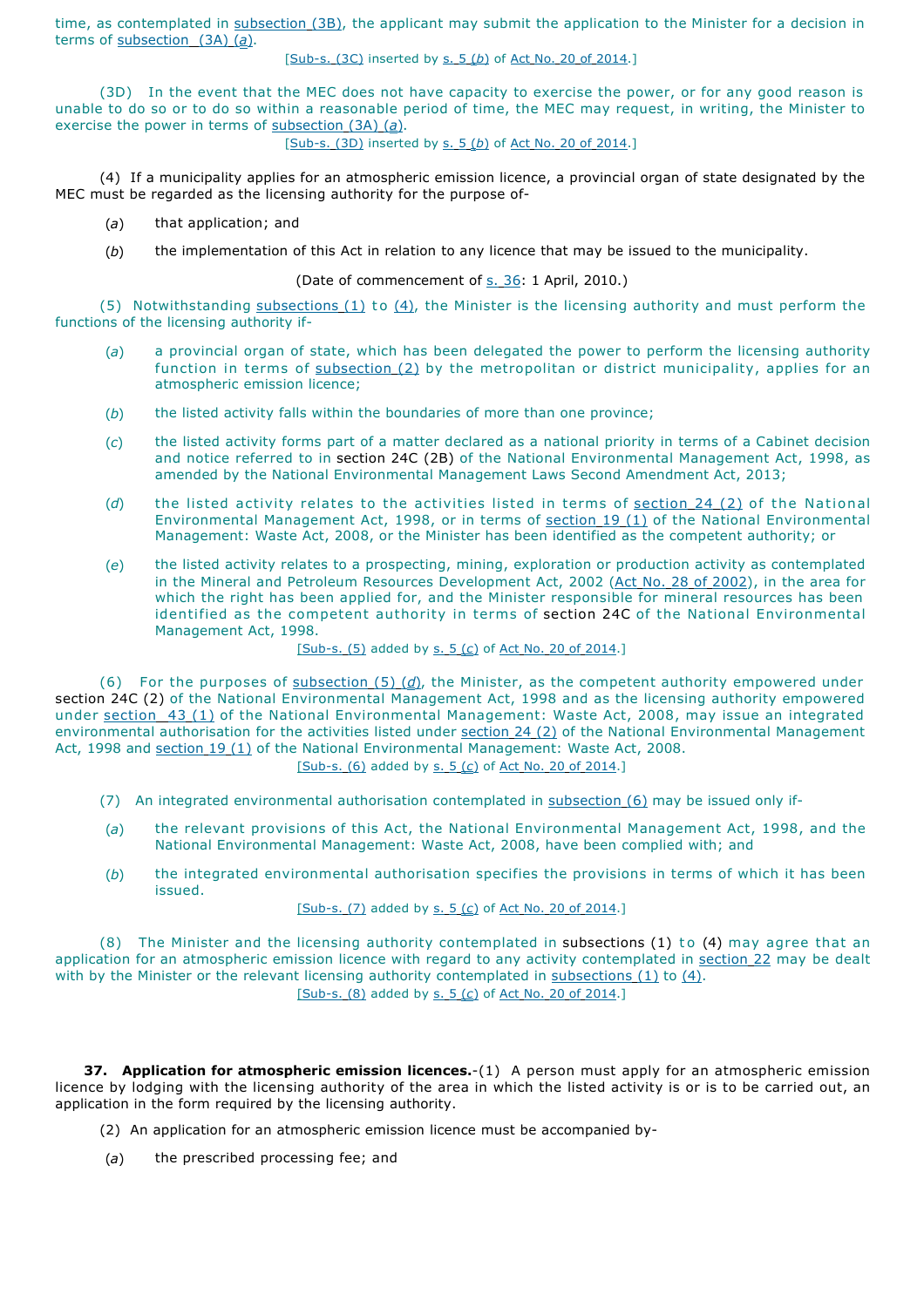time, as contemplated in subsection (3B), the applicant may submit the application to the Minister for a decision in terms of subsection (3A) (*a*).

[Sub-s. (3C) inserted by s. 5 (*b*) of Act No. 20 of 2014.]

(3D) In the event that the MEC does not have capacity to exercise the power, or for any good reason is unable to do so or to do so within a reasonable period of time, the MEC may request, in writing, the Minister to exercise the power in terms of subsection (3A) (*a*).

[Sub-s. (3D) inserted by s. 5 (*b*) of Act No. 20 of 2014.]

(4) If a municipality applies for an atmospheric emission licence, a provincial organ of state designated by the MEC must be regarded as the licensing authority for the purpose of-

(*a*) that application; and

(*b*) the implementation of this Act in relation to any licence that may be issued to the municipality.

(Date of commencement of s. 36: 1 April, 2010.)

(5) Notwithstanding subsections (1) to (4), the Minister is the licensing authority and must perform the functions of the licensing authority if-

(*a*) a provincial organ of state, which has been delegated the power to perform the licensing authority function in terms of subsection (2) by the metropolitan or district municipality, applies for an atmospheric emission licence;

(*b*) the listed activity falls within the boundaries of more than one province;

(*c*) the listed activity forms part of a matter declared as a national priority in terms of a Cabinet decision and notice referred to in section 24C (2B) of the National Environmental Management Act, 1998, as amended by the National Environmental Management Laws Second Amendment Act, 2013;

(*d*) the listed activity relates to the activities listed in terms of section 24 (2) of the National Environmental Management Act, 1998, or in terms of section 19 (1) of the National Environmental Management: Waste Act, 2008, or the Minister has been identified as the competent authority; or

(*e*) the listed activity relates to a prospecting, mining, exploration or production activity as contemplated in the Mineral and Petroleum Resources Development Act, 2002 (Act No. 28 of 2002), in the area for which the right has been applied for, and the Minister responsible for mineral resources has been identified as the competent authority in terms of section 24C of the National Environmental Management Act, 1998.

[Sub-s. (5) added by s. 5 (*c*) of Act No. 20 of 2014.]

(6) For the purposes of subsection (5) (*d*), the Minister, as the competent authority empowered under section 24C (2) of the National Environmental Management Act, 1998 and as the licensing authority empowered under section 43 (1) of the National Environmental Management: Waste Act, 2008, may issue an integrated environmental authorisation for the activities listed under section 24 (2) of the National Environmental Management Act, 1998 and section 19 (1) of the National Environmental Management: Waste Act, 2008.

[Sub-s. (6) added by s. 5 (*c*) of Act No. 20 of 2014.]

(7) An integrated environmental authorisation contemplated in subsection (6) may be issued only if-

(*a*) the relevant provisions of this Act, the National Environmental Management Act, 1998, and the National Environmental Management: Waste Act, 2008, have been complied with; and

(*b*) the integrated environmental authorisation specifies the provisions in terms of which it has been issued.

[Sub-s. (7) added by s. 5 (*c*) of Act No. 20 of 2014.]

(8) The Minister and the licensing authority contemplated in subsections (1) to (4) may agree that an application for an atmospheric emission licence with regard to any activity contemplated in section 22 may be dealt with by the Minister or the relevant licensing authority contemplated in subsections (1) to (4).

[Sub-s. (8) added by s. 5 (*c*) of Act No. 20 of 2014.]

**37. Application for atmospheric emission licences.**-(1) A person must apply for an atmospheric emission licence by lodging with the licensing authority of the area in which the listed activity is or is to be carried out, an application in the form required by the licensing authority.

(2) An application for an atmospheric emission licence must be accompanied by-

(*a*) the prescribed processing fee; and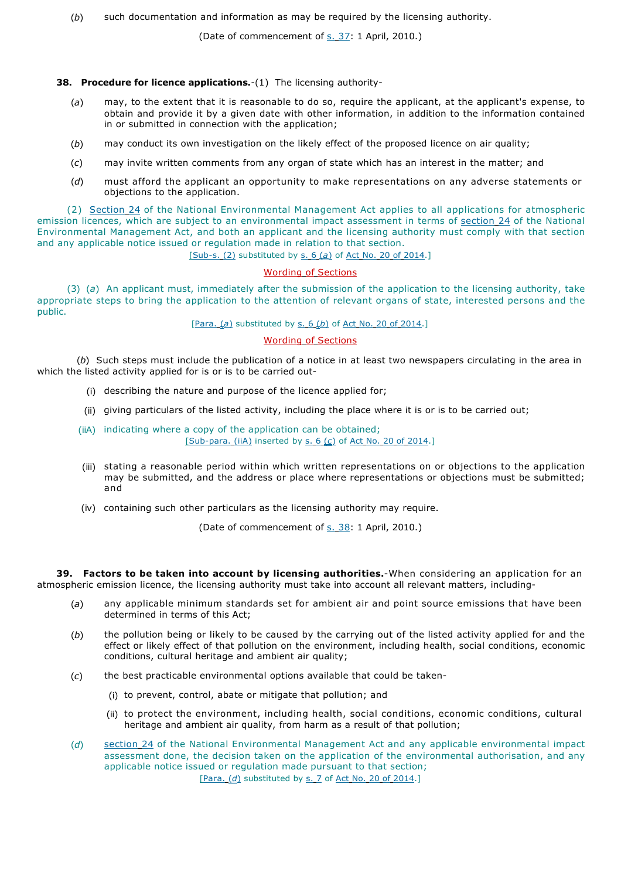(*b*) such documentation and information as may be required by the licensing authority.

(Date of commencement of s. 37: 1 April, 2010.)

**38. Procedure for licence applications.**-(1) The licensing authority-

(*a*) may, to the extent that it is reasonable to do so, require the applicant, at the applicant's expense, to obtain and provide it by a given date with other information, in addition to the information contained in or submitted in connection with the application;

(*b*) may conduct its own investigation on the likely effect of the proposed licence on air quality;

(*c*) may invite written comments from any organ of state which has an interest in the matter; and

(*d*) must afford the applicant an opportunity to make representations on any adverse statements or objections to the application.

(2) Section 24 of the National Environmental Management Act applies to all applications for atmospheric emission licences, which are subject to an environmental impact assessment in terms of section 24 of the National Environmental Management Act, and both an applicant and the licensing authority must comply with that section and any applicable notice issued or regulation made in relation to that section.

[Sub-s. (2) substituted by s. 6 (*a*) of Act No. 20 of 2014.]

Wording of Sections

(3) (*a*) An applicant must, immediately after the submission of the application to the licensing authority, take appropriate steps to bring the application to the attention of relevant organs of state, interested persons and the public.

[Para. (*a*) substituted by s. 6 (*b*) of Act No. 20 of 2014.]

Wording of Sections

(*b*) Such steps must include the publication of a notice in at least two newspapers circulating in the area in which the listed activity applied for is or is to be carried out-

(i) describing the nature and purpose of the licence applied for;

(ii) giving particulars of the listed activity, including the place where it is or is to be carried out;

(iiA) indicating where a copy of the application can be obtained;
[Sub-para. (iiA) inserted by s. 6 (*c*) of Act No. 20 of 2014.]

(iii) stating a reasonable period within which written representations on or objections to the application may be submitted, and the address or place where representations or objections must be submitted; and

(iv) containing such other particulars as the licensing authority may require.

(Date of commencement of s. 38: 1 April, 2010.)

**39. Factors to be taken into account by licensing authorities.**-When considering an application for an atmospheric emission licence, the licensing authority must take into account all relevant matters, including-

(*a*) any applicable minimum standards set for ambient air and point source emissions that have been determined in terms of this Act;

(*b*) the pollution being or likely to be caused by the carrying out of the listed activity applied for and the effect or likely effect of that pollution on the environment, including health, social conditions, economic conditions, cultural heritage and ambient air quality;

(*c*) the best practicable environmental options available that could be taken-

(i) to prevent, control, abate or mitigate that pollution; and

(ii) to protect the environment, including health, social conditions, economic conditions, cultural heritage and ambient air quality, from harm as a result of that pollution;

(*d*) section 24 of the National Environmental Management Act and any applicable environmental impact assessment done, the decision taken on the application of the environmental authorisation, and any applicable notice issued or regulation made pursuant to that section;
[Para. (*d*) substituted by s. 7 of Act No. 20 of 2014.]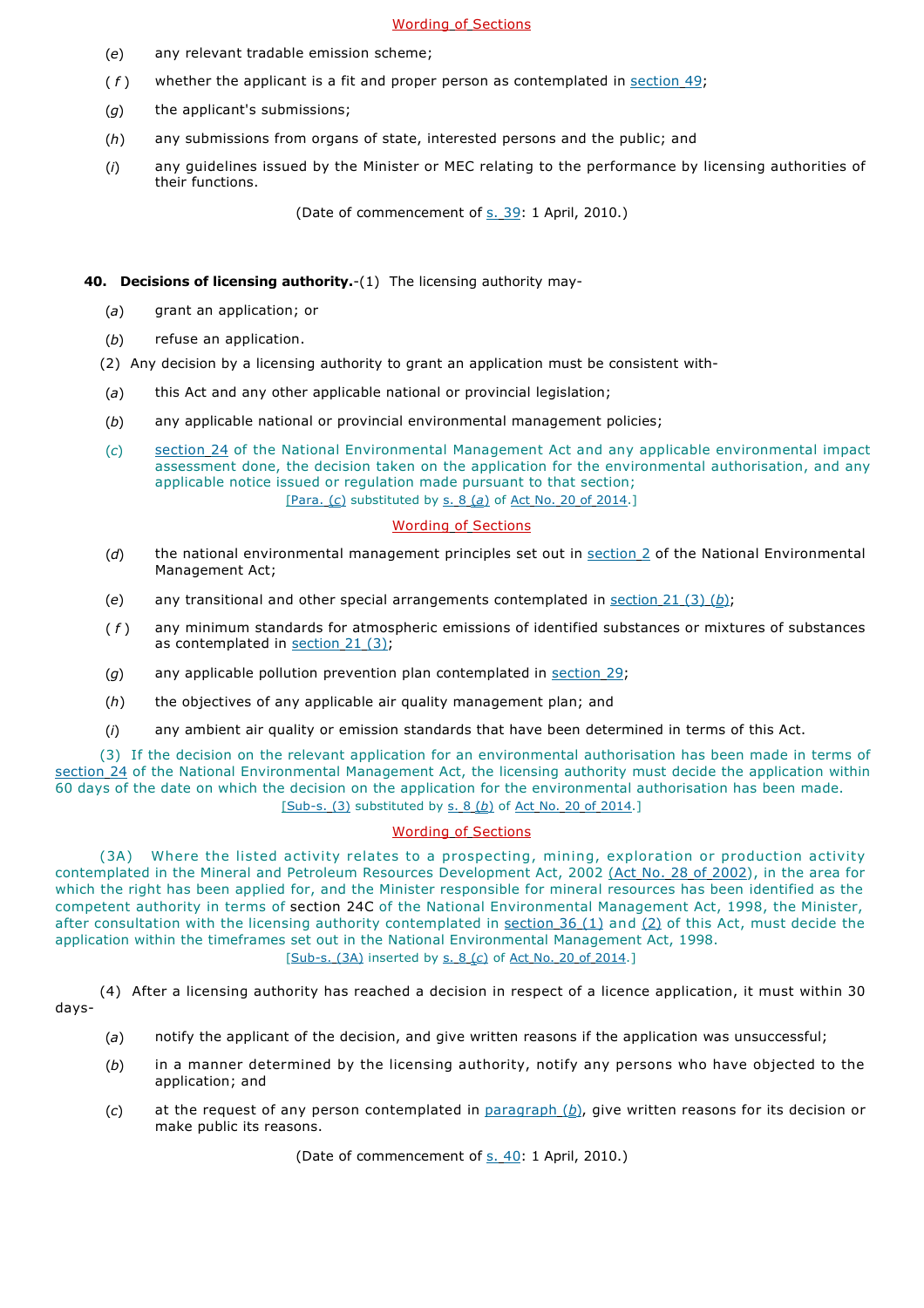Wording of Sections

(*e*) any relevant tradable emission scheme;

(*f*) whether the applicant is a fit and proper person as contemplated in section 49;

(*g*) the applicant's submissions;

(*h*) any submissions from organs of state, interested persons and the public; and

(*i*) any guidelines issued by the Minister or MEC relating to the performance by licensing authorities of their functions.

(Date of commencement of s. 39: 1 April, 2010.)

**40. Decisions of licensing authority.**-(1) The licensing authority may-

(*a*) grant an application; or

(*b*) refuse an application.

(2) Any decision by a licensing authority to grant an application must be consistent with-

(*a*) this Act and any other applicable national or provincial legislation;

(*b*) any applicable national or provincial environmental management policies;

(*c*) section 24 of the National Environmental Management Act and any applicable environmental impact assessment done, the decision taken on the application for the environmental authorisation, and any applicable notice issued or regulation made pursuant to that section;

[Para. (*c*) substituted by s. 8 (*a*) of Act No. 20 of 2014.]

Wording of Sections

(*d*) the national environmental management principles set out in section 2 of the National Environmental Management Act;

(*e*) any transitional and other special arrangements contemplated in section 21 (3) (*b*);

(*f*) any minimum standards for atmospheric emissions of identified substances or mixtures of substances as contemplated in section 21 (3);

(*g*) any applicable pollution prevention plan contemplated in section 29;

(*h*) the objectives of any applicable air quality management plan; and

(*i*) any ambient air quality or emission standards that have been determined in terms of this Act.

(3) If the decision on the relevant application for an environmental authorisation has been made in terms of section 24 of the National Environmental Management Act, the licensing authority must decide the application within 60 days of the date on which the decision on the application for the environmental authorisation has been made.

[Sub-s. (3) substituted by s. 8 (*b*) of Act No. 20 of 2014.]

Wording of Sections

(3A) Where the listed activity relates to a prospecting, mining, exploration or production activity contemplated in the Mineral and Petroleum Resources Development Act, 2002 (Act No. 28 of 2002), in the area for which the right has been applied for, and the Minister responsible for mineral resources has been identified as the competent authority in terms of section 24C of the National Environmental Management Act, 1998, the Minister, after consultation with the licensing authority contemplated in section 36 (1) and (2) of this Act, must decide the application within the timeframes set out in the National Environmental Management Act, 1998.

[Sub-s. (3A) inserted by s. 8 (*c*) of Act No. 20 of 2014.]

(4) After a licensing authority has reached a decision in respect of a licence application, it must within 30 days-

(*a*) notify the applicant of the decision, and give written reasons if the application was unsuccessful;

(*b*) in a manner determined by the licensing authority, notify any persons who have objected to the application; and

(*c*) at the request of any person contemplated in paragraph (*b*), give written reasons for its decision or make public its reasons.

(Date of commencement of s. 40: 1 April, 2010.)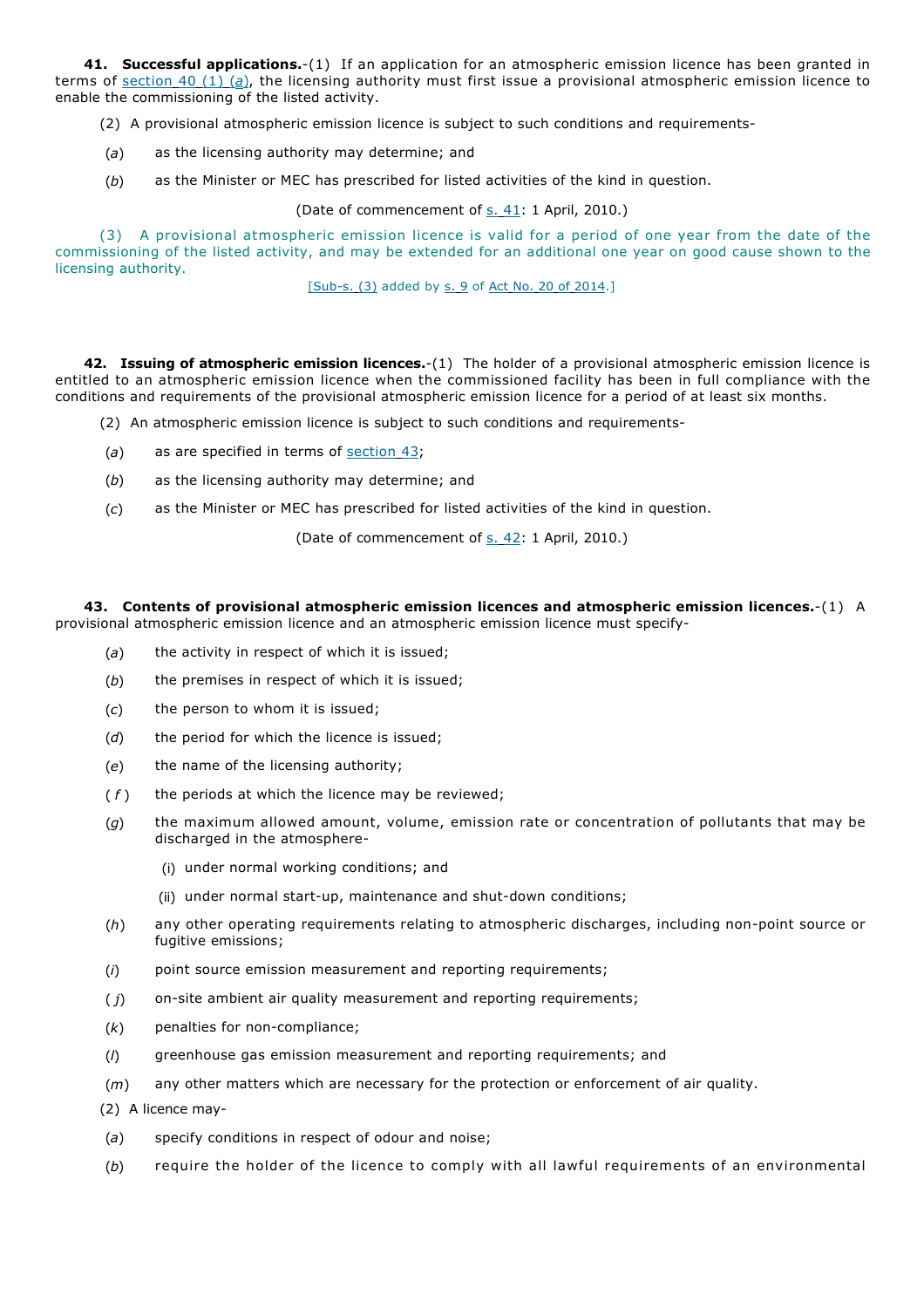**41. Successful applications.**-(1) If an application for an atmospheric emission licence has been granted in terms of section 40 (1) (*a*), the licensing authority must first issue a provisional atmospheric emission licence to enable the commissioning of the listed activity.

(2) A provisional atmospheric emission licence is subject to such conditions and requirements-

(*a*) as the licensing authority may determine; and

(*b*) as the Minister or MEC has prescribed for listed activities of the kind in question.

(Date of commencement of s. 41: 1 April, 2010.)

(3) A provisional atmospheric emission licence is valid for a period of one year from the date of the commissioning of the listed activity, and may be extended for an additional one year on good cause shown to the licensing authority.

[Sub-s. (3) added by s. 9 of Act No. 20 of 2014.]

**42. Issuing of atmospheric emission licences.**-(1) The holder of a provisional atmospheric emission licence is entitled to an atmospheric emission licence when the commissioned facility has been in full compliance with the conditions and requirements of the provisional atmospheric emission licence for a period of at least six months.

(2) An atmospheric emission licence is subject to such conditions and requirements-

(*a*) as are specified in terms of section 43;

(*b*) as the licensing authority may determine; and

(*c*) as the Minister or MEC has prescribed for listed activities of the kind in question.

(Date of commencement of s. 42: 1 April, 2010.)

**43. Contents of provisional atmospheric emission licences and atmospheric emission licences.**-(1) A provisional atmospheric emission licence and an atmospheric emission licence must specify-

(*a*) the activity in respect of which it is issued;

(*b*) the premises in respect of which it is issued;

(*c*) the person to whom it is issued;

(*d*) the period for which the licence is issued;

(*e*) the name of the licensing authority;

(*f*) the periods at which the licence may be reviewed;

(*g*) the maximum allowed amount, volume, emission rate or concentration of pollutants that may be discharged in the atmosphere-

(i) under normal working conditions; and

(ii) under normal start-up, maintenance and shut-down conditions;

(*h*) any other operating requirements relating to atmospheric discharges, including non-point source or fugitive emissions;

(*i*) point source emission measurement and reporting requirements;

(*j*) on-site ambient air quality measurement and reporting requirements;

(*k*) penalties for non-compliance;

(*l*) greenhouse gas emission measurement and reporting requirements; and

(*m*) any other matters which are necessary for the protection or enforcement of air quality.

(2) A licence may-

(*a*) specify conditions in respect of odour and noise;

(*b*) require the holder of the licence to comply with all lawful requirements of an environmental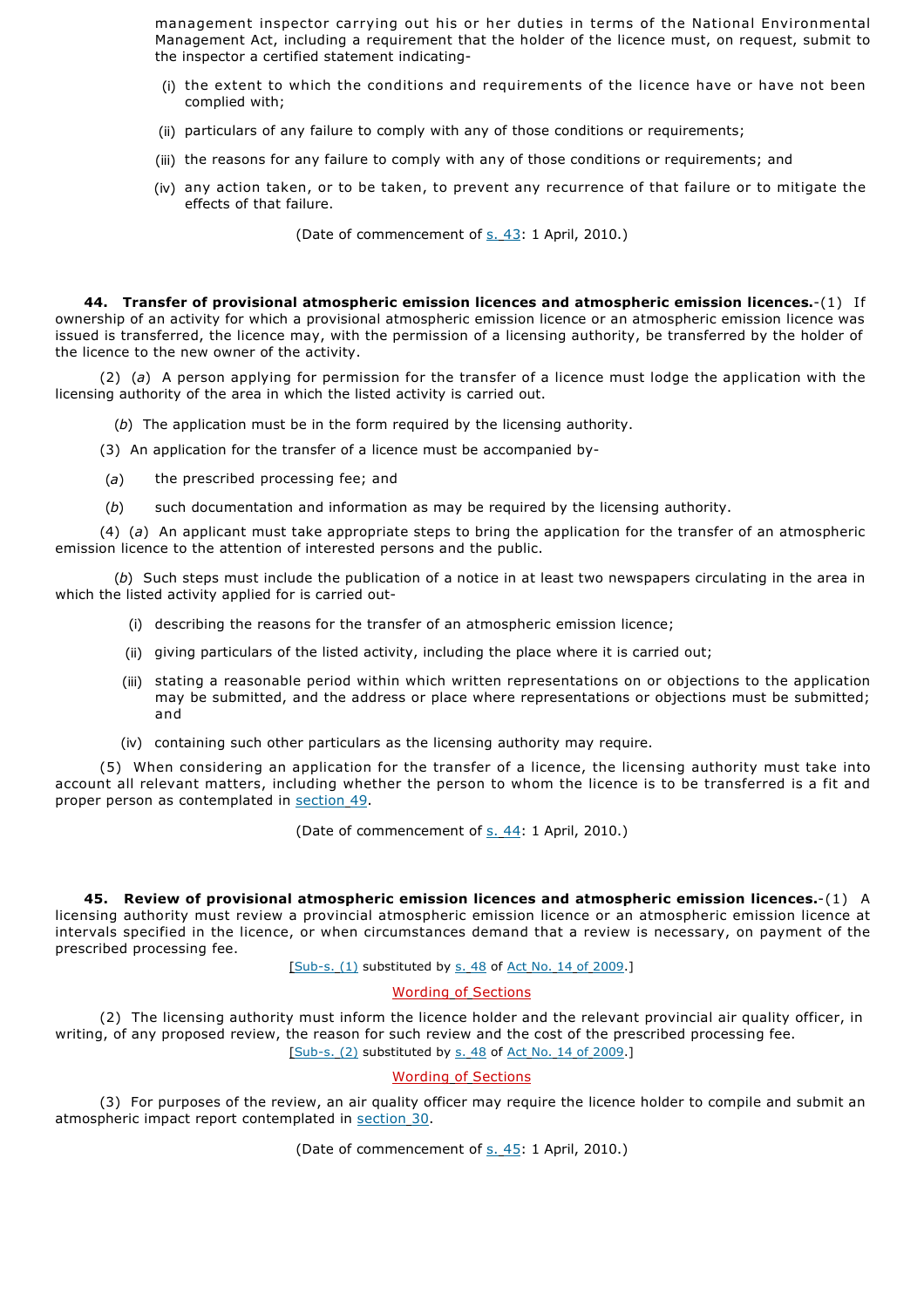management inspector carrying out his or her duties in terms of the National Environmental Management Act, including a requirement that the holder of the licence must, on request, submit to the inspector a certified statement indicating-

(i) the extent to which the conditions and requirements of the licence have or have not been complied with;

(ii) particulars of any failure to comply with any of those conditions or requirements;

(iii) the reasons for any failure to comply with any of those conditions or requirements; and

(iv) any action taken, or to be taken, to prevent any recurrence of that failure or to mitigate the effects of that failure.

(Date of commencement of s. 43: 1 April, 2010.)

**44. Transfer of provisional atmospheric emission licences and atmospheric emission licences.**-(1) If ownership of an activity for which a provisional atmospheric emission licence or an atmospheric emission licence was issued is transferred, the licence may, with the permission of a licensing authority, be transferred by the holder of the licence to the new owner of the activity.

(2) (*a*) A person applying for permission for the transfer of a licence must lodge the application with the licensing authority of the area in which the listed activity is carried out.

(*b*) The application must be in the form required by the licensing authority.

(3) An application for the transfer of a licence must be accompanied by-

(*a*) the prescribed processing fee; and

(*b*) such documentation and information as may be required by the licensing authority.

(4) (*a*) An applicant must take appropriate steps to bring the application for the transfer of an atmospheric emission licence to the attention of interested persons and the public.

(*b*) Such steps must include the publication of a notice in at least two newspapers circulating in the area in which the listed activity applied for is carried out-

(i) describing the reasons for the transfer of an atmospheric emission licence;

(ii) giving particulars of the listed activity, including the place where it is carried out;

(iii) stating a reasonable period within which written representations on or objections to the application may be submitted, and the address or place where representations or objections must be submitted; and

(iv) containing such other particulars as the licensing authority may require.

(5) When considering an application for the transfer of a licence, the licensing authority must take into account all relevant matters, including whether the person to whom the licence is to be transferred is a fit and proper person as contemplated in section 49.

(Date of commencement of s. 44: 1 April, 2010.)

**45. Review of provisional atmospheric emission licences and atmospheric emission licences.**-(1) A licensing authority must review a provincial atmospheric emission licence or an atmospheric emission licence at intervals specified in the licence, or when circumstances demand that a review is necessary, on payment of the prescribed processing fee.

[Sub-s. (1) substituted by s. 48 of Act No. 14 of 2009.]

Wording of Sections

(2) The licensing authority must inform the licence holder and the relevant provincial air quality officer, in writing, of any proposed review, the reason for such review and the cost of the prescribed processing fee.

[Sub-s. (2) substituted by s. 48 of Act No. 14 of 2009.]

Wording of Sections

(3) For purposes of the review, an air quality officer may require the licence holder to compile and submit an atmospheric impact report contemplated in section 30.

(Date of commencement of s. 45: 1 April, 2010.)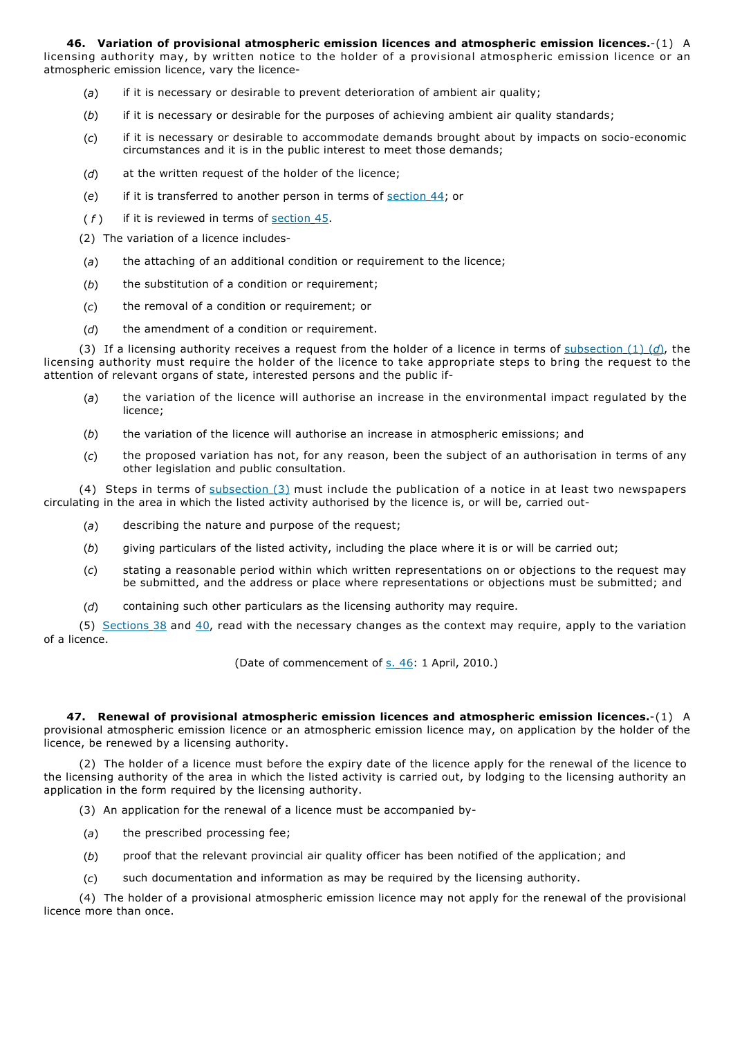**46. Variation of provisional atmospheric emission licences and atmospheric emission licences.**-(1) A licensing authority may, by written notice to the holder of a provisional atmospheric emission licence or an atmospheric emission licence, vary the licence-

(*a*) if it is necessary or desirable to prevent deterioration of ambient air quality;

(*b*) if it is necessary or desirable for the purposes of achieving ambient air quality standards;

(*c*) if it is necessary or desirable to accommodate demands brought about by impacts on socio-economic circumstances and it is in the public interest to meet those demands;

(*d*) at the written request of the holder of the licence;

(*e*) if it is transferred to another person in terms of section 44; or

(*f*) if it is reviewed in terms of section 45.

(2) The variation of a licence includes-

(*a*) the attaching of an additional condition or requirement to the licence;

(*b*) the substitution of a condition or requirement;

(*c*) the removal of a condition or requirement; or

(*d*) the amendment of a condition or requirement.

(3) If a licensing authority receives a request from the holder of a licence in terms of subsection (1) (*d*), the licensing authority must require the holder of the licence to take appropriate steps to bring the request to the attention of relevant organs of state, interested persons and the public if-

(*a*) the variation of the licence will authorise an increase in the environmental impact regulated by the licence;

(*b*) the variation of the licence will authorise an increase in atmospheric emissions; and

(*c*) the proposed variation has not, for any reason, been the subject of an authorisation in terms of any other legislation and public consultation.

(4) Steps in terms of subsection (3) must include the publication of a notice in at least two newspapers circulating in the area in which the listed activity authorised by the licence is, or will be, carried out-

(*a*) describing the nature and purpose of the request;

(*b*) giving particulars of the listed activity, including the place where it is or will be carried out;

(*c*) stating a reasonable period within which written representations on or objections to the request may be submitted, and the address or place where representations or objections must be submitted; and

(*d*) containing such other particulars as the licensing authority may require.

(5) Sections 38 and 40, read with the necessary changes as the context may require, apply to the variation of a licence.

(Date of commencement of s. 46: 1 April, 2010.)

**47. Renewal of provisional atmospheric emission licences and atmospheric emission licences.**-(1) A provisional atmospheric emission licence or an atmospheric emission licence may, on application by the holder of the licence, be renewed by a licensing authority.

(2) The holder of a licence must before the expiry date of the licence apply for the renewal of the licence to the licensing authority of the area in which the listed activity is carried out, by lodging to the licensing authority an application in the form required by the licensing authority.

(3) An application for the renewal of a licence must be accompanied by-

(*a*) the prescribed processing fee;

(*b*) proof that the relevant provincial air quality officer has been notified of the application; and

(*c*) such documentation and information as may be required by the licensing authority.

(4) The holder of a provisional atmospheric emission licence may not apply for the renewal of the provisional licence more than once.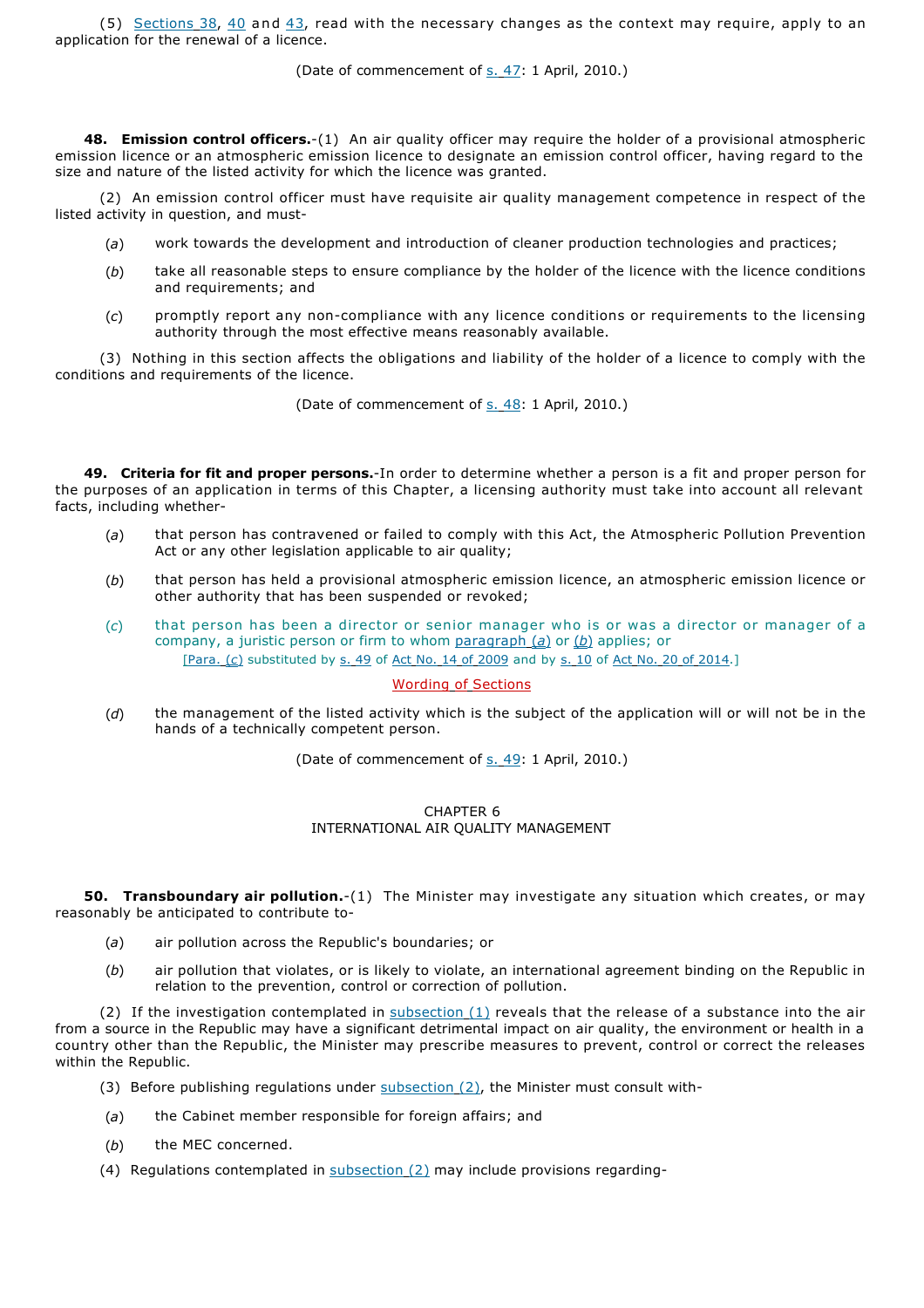(5) Sections 38, 40 and 43, read with the necessary changes as the context may require, apply to an application for the renewal of a licence.

(Date of commencement of s. 47: 1 April, 2010.)

**48. Emission control officers.**-(1) An air quality officer may require the holder of a provisional atmospheric emission licence or an atmospheric emission licence to designate an emission control officer, having regard to the size and nature of the listed activity for which the licence was granted.

(2) An emission control officer must have requisite air quality management competence in respect of the listed activity in question, and must-

(*a*) work towards the development and introduction of cleaner production technologies and practices;

(*b*) take all reasonable steps to ensure compliance by the holder of the licence with the licence conditions and requirements; and

(*c*) promptly report any non-compliance with any licence conditions or requirements to the licensing authority through the most effective means reasonably available.

(3) Nothing in this section affects the obligations and liability of the holder of a licence to comply with the conditions and requirements of the licence.

(Date of commencement of s. 48: 1 April, 2010.)

**49. Criteria for fit and proper persons.**-In order to determine whether a person is a fit and proper person for the purposes of an application in terms of this Chapter, a licensing authority must take into account all relevant facts, including whether-

(*a*) that person has contravened or failed to comply with this Act, the Atmospheric Pollution Prevention Act or any other legislation applicable to air quality;

(*b*) that person has held a provisional atmospheric emission licence, an atmospheric emission licence or other authority that has been suspended or revoked;

(*c*) that person has been a director or senior manager who is or was a director or manager of a company, a juristic person or firm to whom paragraph (*a*) or (*b*) applies; or

[Para. (*c*) substituted by s. 49 of Act No. 14 of 2009 and by s. 10 of Act No. 20 of 2014.]

Wording of Sections

(*d*) the management of the listed activity which is the subject of the application will or will not be in the hands of a technically competent person.

(Date of commencement of s. 49: 1 April, 2010.)

## CHAPTER 6
## INTERNATIONAL AIR QUALITY MANAGEMENT

**50. Transboundary air pollution.**-(1) The Minister may investigate any situation which creates, or may reasonably be anticipated to contribute to-

(*a*) air pollution across the Republic's boundaries; or

(*b*) air pollution that violates, or is likely to violate, an international agreement binding on the Republic in relation to the prevention, control or correction of pollution.

(2) If the investigation contemplated in subsection (1) reveals that the release of a substance into the air from a source in the Republic may have a significant detrimental impact on air quality, the environment or health in a country other than the Republic, the Minister may prescribe measures to prevent, control or correct the releases within the Republic.

(3) Before publishing regulations under subsection (2), the Minister must consult with-

(*a*) the Cabinet member responsible for foreign affairs; and

(*b*) the MEC concerned.

(4) Regulations contemplated in subsection (2) may include provisions regarding-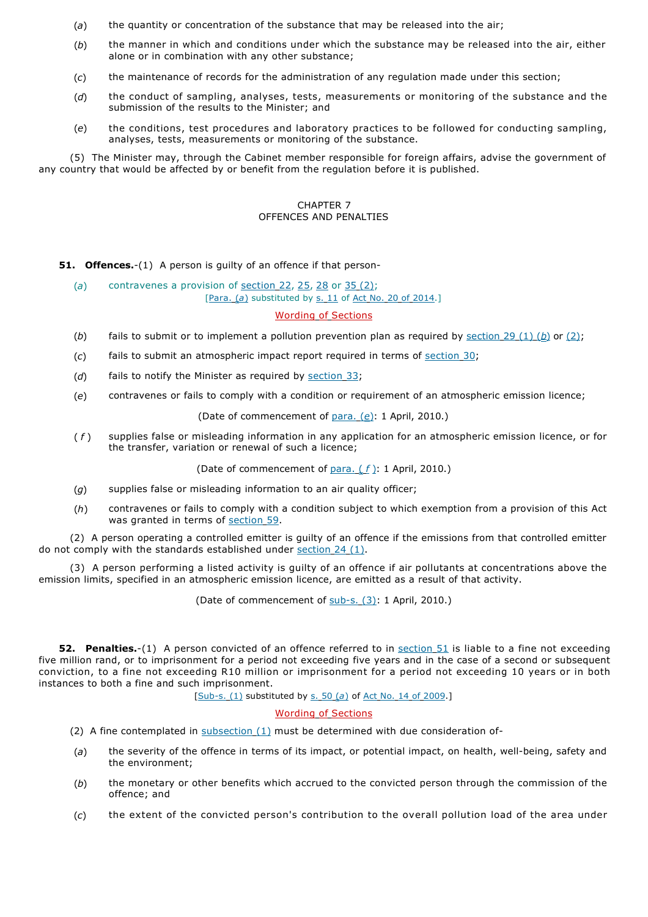(*a*) the quantity or concentration of the substance that may be released into the air;

(*b*) the manner in which and conditions under which the substance may be released into the air, either alone or in combination with any other substance;

(*c*) the maintenance of records for the administration of any regulation made under this section;

(*d*) the conduct of sampling, analyses, tests, measurements or monitoring of the substance and the submission of the results to the Minister; and

(*e*) the conditions, test procedures and laboratory practices to be followed for conducting sampling, analyses, tests, measurements or monitoring of the substance.

(5) The Minister may, through the Cabinet member responsible for foreign affairs, advise the government of any country that would be affected by or benefit from the regulation before it is published.

## CHAPTER 7
## OFFENCES AND PENALTIES

**51. Offences.**-(1) A person is guilty of an offence if that person-

(*a*) contravenes a provision of section 22, 25, 28 or 35 (2);

[Para. (*a*) substituted by s. 11 of Act No. 20 of 2014.]

Wording of Sections

(*b*) fails to submit or to implement a pollution prevention plan as required by section 29 (1) (*b*) or (2);

(*c*) fails to submit an atmospheric impact report required in terms of section 30;

(*d*) fails to notify the Minister as required by section 33;

(*e*) contravenes or fails to comply with a condition or requirement of an atmospheric emission licence;

(Date of commencement of para. (*e*): 1 April, 2010.)

(*f*) supplies false or misleading information in any application for an atmospheric emission licence, or for the transfer, variation or renewal of such a licence;

(Date of commencement of para. (*f*): 1 April, 2010.)

(*g*) supplies false or misleading information to an air quality officer;

(*h*) contravenes or fails to comply with a condition subject to which exemption from a provision of this Act was granted in terms of section 59.

(2) A person operating a controlled emitter is guilty of an offence if the emissions from that controlled emitter do not comply with the standards established under section 24 (1).

(3) A person performing a listed activity is guilty of an offence if air pollutants at concentrations above the emission limits, specified in an atmospheric emission licence, are emitted as a result of that activity.

(Date of commencement of sub-s. (3): 1 April, 2010.)

**52. Penalties.**-(1) A person convicted of an offence referred to in section 51 is liable to a fine not exceeding five million rand, or to imprisonment for a period not exceeding five years and in the case of a second or subsequent conviction, to a fine not exceeding R10 million or imprisonment for a period not exceeding 10 years or in both instances to both a fine and such imprisonment.

[Sub-s. (1) substituted by s. 50 (*a*) of Act No. 14 of 2009.]

Wording of Sections

(2) A fine contemplated in subsection (1) must be determined with due consideration of-

(*a*) the severity of the offence in terms of its impact, or potential impact, on health, well-being, safety and the environment;

(*b*) the monetary or other benefits which accrued to the convicted person through the commission of the offence; and

(*c*) the extent of the convicted person's contribution to the overall pollution load of the area under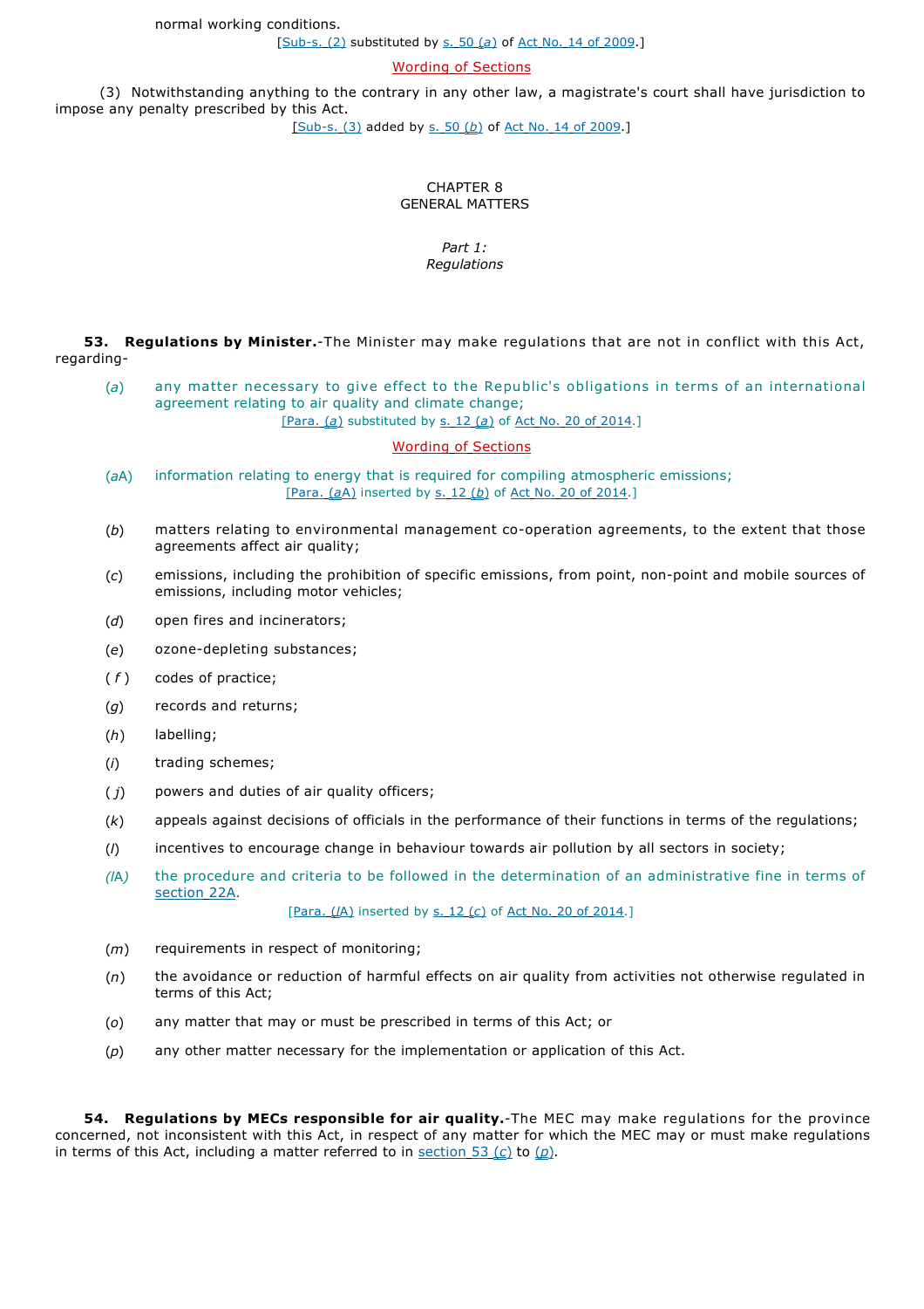normal working conditions.

[Sub-s. (2) substituted by s. 50 (*a*) of Act No. 14 of 2009.]

Wording of Sections

(3) Notwithstanding anything to the contrary in any other law, a magistrate's court shall have jurisdiction to impose any penalty prescribed by this Act.

[Sub-s. (3) added by s. 50 (*b*) of Act No. 14 of 2009.]

## CHAPTER 8
## GENERAL MATTERS

### *Part 1:*
### *Regulations*

**53. Regulations by Minister.**-The Minister may make regulations that are not in conflict with this Act, regarding-

(*a*) any matter necessary to give effect to the Republic's obligations in terms of an international agreement relating to air quality and climate change;

[Para. (*a*) substituted by s. 12 (*a*) of Act No. 20 of 2014.]

Wording of Sections

(*a*A) information relating to energy that is required for compiling atmospheric emissions;

[Para. (*a*A) inserted by s. 12 (*b*) of Act No. 20 of 2014.]

(*b*) matters relating to environmental management co-operation agreements, to the extent that those agreements affect air quality;

(*c*) emissions, including the prohibition of specific emissions, from point, non-point and mobile sources of emissions, including motor vehicles;

(*d*) open fires and incinerators;

(*e*) ozone-depleting substances;

(*f*) codes of practice;

(*g*) records and returns;

(*h*) labelling;

(*i*) trading schemes;

(*j*) powers and duties of air quality officers;

(*k*) appeals against decisions of officials in the performance of their functions in terms of the regulations;

(*l*) incentives to encourage change in behaviour towards air pollution by all sectors in society;

(*l*A) the procedure and criteria to be followed in the determination of an administrative fine in terms of section 22A.

[Para. (*l*A) inserted by s. 12 (*c*) of Act No. 20 of 2014.]

(*m*) requirements in respect of monitoring;

(*n*) the avoidance or reduction of harmful effects on air quality from activities not otherwise regulated in terms of this Act;

(*o*) any matter that may or must be prescribed in terms of this Act; or

(*p*) any other matter necessary for the implementation or application of this Act.

**54. Regulations by MECs responsible for air quality.**-The MEC may make regulations for the province concerned, not inconsistent with this Act, in respect of any matter for which the MEC may or must make regulations in terms of this Act, including a matter referred to in section 53 (*c*) to (*p*).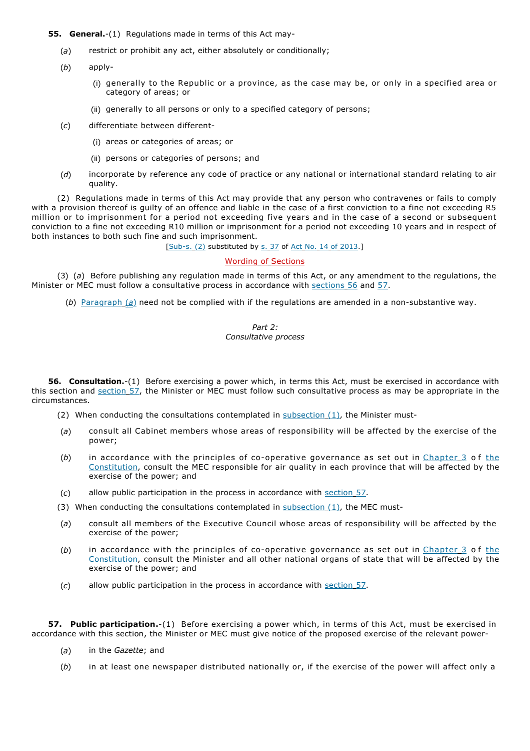**55. General.**-(1) Regulations made in terms of this Act may-

(*a*) restrict or prohibit any act, either absolutely or conditionally;

(*b*) apply-

(i) generally to the Republic or a province, as the case may be, or only in a specified area or category of areas; or

(ii) generally to all persons or only to a specified category of persons;

(*c*) differentiate between different-

(i) areas or categories of areas; or

(ii) persons or categories of persons; and

(*d*) incorporate by reference any code of practice or any national or international standard relating to air quality.

(2) Regulations made in terms of this Act may provide that any person who contravenes or fails to comply with a provision thereof is guilty of an offence and liable in the case of a first conviction to a fine not exceeding R5 million or to imprisonment for a period not exceeding five years and in the case of a second or subsequent conviction to a fine not exceeding R10 million or imprisonment for a period not exceeding 10 years and in respect of both instances to both such fine and such imprisonment.

[Sub-s. (2) substituted by s. 37 of Act No. 14 of 2013.]

Wording of Sections

(3) (*a*) Before publishing any regulation made in terms of this Act, or any amendment to the regulations, the Minister or MEC must follow a consultative process in accordance with sections 56 and 57.

(*b*) Paragraph (*a*) need not be complied with if the regulations are amended in a non-substantive way.

*Part 2:*
*Consultative process*

**56. Consultation.**-(1) Before exercising a power which, in terms this Act, must be exercised in accordance with this section and section 57, the Minister or MEC must follow such consultative process as may be appropriate in the circumstances.

(2) When conducting the consultations contemplated in subsection (1), the Minister must-

(*a*) consult all Cabinet members whose areas of responsibility will be affected by the exercise of the power;

(*b*) in accordance with the principles of co-operative governance as set out in Chapter 3 of the Constitution, consult the MEC responsible for air quality in each province that will be affected by the exercise of the power; and

(*c*) allow public participation in the process in accordance with section 57.

(3) When conducting the consultations contemplated in subsection (1), the MEC must-

(*a*) consult all members of the Executive Council whose areas of responsibility will be affected by the exercise of the power;

(*b*) in accordance with the principles of co-operative governance as set out in Chapter 3 of the Constitution, consult the Minister and all other national organs of state that will be affected by the exercise of the power; and

(*c*) allow public participation in the process in accordance with section 57.

**57. Public participation.**-(1) Before exercising a power which, in terms of this Act, must be exercised in accordance with this section, the Minister or MEC must give notice of the proposed exercise of the relevant power-

(*a*) in the *Gazette*; and

(*b*) in at least one newspaper distributed nationally or, if the exercise of the power will affect only a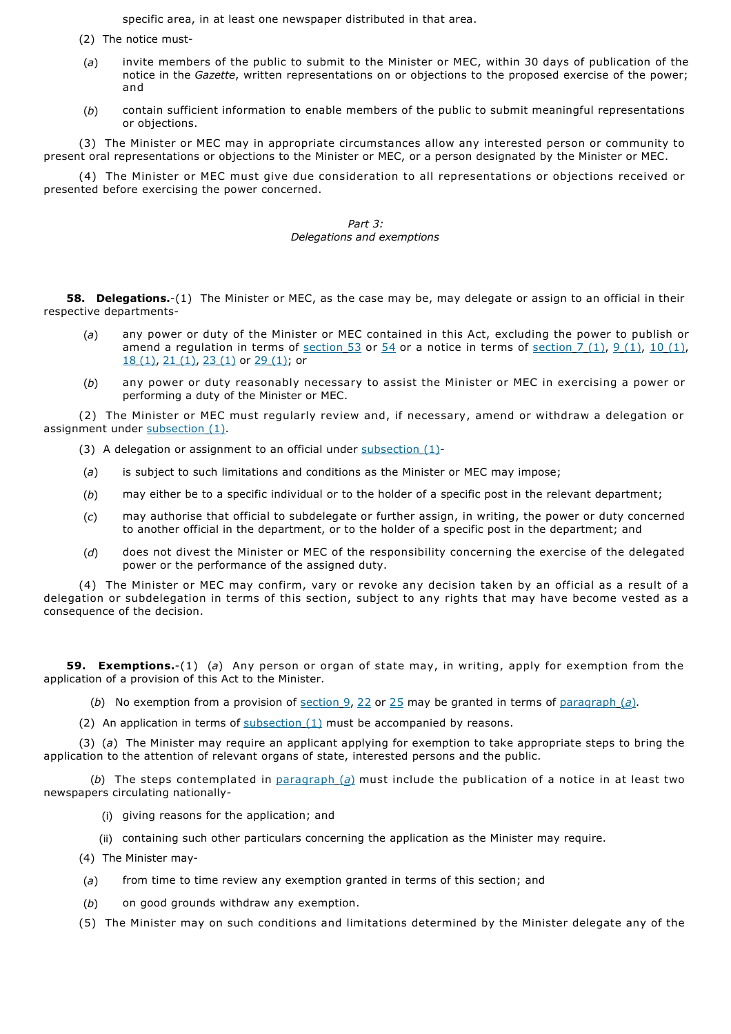specific area, in at least one newspaper distributed in that area.

(2) The notice must-

(*a*) invite members of the public to submit to the Minister or MEC, within 30 days of publication of the notice in the *Gazette*, written representations on or objections to the proposed exercise of the power; and

(*b*) contain sufficient information to enable members of the public to submit meaningful representations or objections.

(3) The Minister or MEC may in appropriate circumstances allow any interested person or community to present oral representations or objections to the Minister or MEC, or a person designated by the Minister or MEC.

(4) The Minister or MEC must give due consideration to all representations or objections received or presented before exercising the power concerned.

*Part 3:*
*Delegations and exemptions*

**58. Delegations.**-(1) The Minister or MEC, as the case may be, may delegate or assign to an official in their respective departments-

(*a*) any power or duty of the Minister or MEC contained in this Act, excluding the power to publish or amend a regulation in terms of section 53 or 54 or a notice in terms of section 7 (1), 9 (1), 10 (1), 18 (1), 21 (1), 23 (1) or 29 (1); or

(*b*) any power or duty reasonably necessary to assist the Minister or MEC in exercising a power or performing a duty of the Minister or MEC.

(2) The Minister or MEC must regularly review and, if necessary, amend or withdraw a delegation or assignment under subsection (1).

(3) A delegation or assignment to an official under subsection (1)-

(*a*) is subject to such limitations and conditions as the Minister or MEC may impose;

(*b*) may either be to a specific individual or to the holder of a specific post in the relevant department;

(*c*) may authorise that official to subdelegate or further assign, in writing, the power or duty concerned to another official in the department, or to the holder of a specific post in the department; and

(*d*) does not divest the Minister or MEC of the responsibility concerning the exercise of the delegated power or the performance of the assigned duty.

(4) The Minister or MEC may confirm, vary or revoke any decision taken by an official as a result of a delegation or subdelegation in terms of this section, subject to any rights that may have become vested as a consequence of the decision.

**59. Exemptions.**-(1) (*a*) Any person or organ of state may, in writing, apply for exemption from the application of a provision of this Act to the Minister.

(*b*) No exemption from a provision of section 9, 22 or 25 may be granted in terms of paragraph (*a*).

(2) An application in terms of subsection (1) must be accompanied by reasons.

(3) (*a*) The Minister may require an applicant applying for exemption to take appropriate steps to bring the application to the attention of relevant organs of state, interested persons and the public.

(*b*) The steps contemplated in paragraph (*a*) must include the publication of a notice in at least two newspapers circulating nationally-

(i) giving reasons for the application; and

(ii) containing such other particulars concerning the application as the Minister may require.

(4) The Minister may-

(*a*) from time to time review any exemption granted in terms of this section; and

(*b*) on good grounds withdraw any exemption.

(5) The Minister may on such conditions and limitations determined by the Minister delegate any of the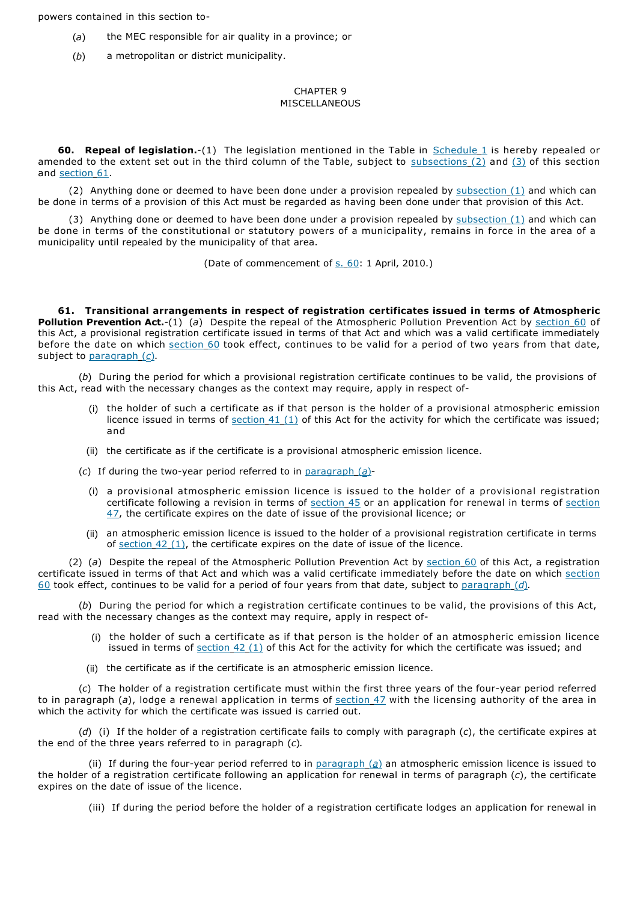powers contained in this section to-

(*a*) the MEC responsible for air quality in a province; or

(*b*) a metropolitan or district municipality.

CHAPTER 9
MISCELLANEOUS

**60. Repeal of legislation.**-(1) The legislation mentioned in the Table in Schedule 1 is hereby repealed or amended to the extent set out in the third column of the Table, subject to subsections (2) and (3) of this section and section 61.

(2) Anything done or deemed to have been done under a provision repealed by subsection (1) and which can be done in terms of a provision of this Act must be regarded as having been done under that provision of this Act.

(3) Anything done or deemed to have been done under a provision repealed by subsection (1) and which can be done in terms of the constitutional or statutory powers of a municipality, remains in force in the area of a municipality until repealed by the municipality of that area.

(Date of commencement of s. 60: 1 April, 2010.)

**61. Transitional arrangements in respect of registration certificates issued in terms of Atmospheric Pollution Prevention Act.**-(1) (*a*) Despite the repeal of the Atmospheric Pollution Prevention Act by section 60 of this Act, a provisional registration certificate issued in terms of that Act and which was a valid certificate immediately before the date on which section 60 took effect, continues to be valid for a period of two years from that date, subject to paragraph (*c*).

(*b*) During the period for which a provisional registration certificate continues to be valid, the provisions of this Act, read with the necessary changes as the context may require, apply in respect of-

(i) the holder of such a certificate as if that person is the holder of a provisional atmospheric emission licence issued in terms of section 41 (1) of this Act for the activity for which the certificate was issued; and

(ii) the certificate as if the certificate is a provisional atmospheric emission licence.

(*c*) If during the two-year period referred to in paragraph (*a*)-

(i) a provisional atmospheric emission licence is issued to the holder of a provisional registration certificate following a revision in terms of section 45 or an application for renewal in terms of section 47, the certificate expires on the date of issue of the provisional licence; or

(ii) an atmospheric emission licence is issued to the holder of a provisional registration certificate in terms of section 42 (1), the certificate expires on the date of issue of the licence.

(2) (*a*) Despite the repeal of the Atmospheric Pollution Prevention Act by section 60 of this Act, a registration certificate issued in terms of that Act and which was a valid certificate immediately before the date on which section 60 took effect, continues to be valid for a period of four years from that date, subject to paragraph (*d*).

(*b*) During the period for which a registration certificate continues to be valid, the provisions of this Act, read with the necessary changes as the context may require, apply in respect of-

(i) the holder of such a certificate as if that person is the holder of an atmospheric emission licence issued in terms of section 42 (1) of this Act for the activity for which the certificate was issued; and

(ii) the certificate as if the certificate is an atmospheric emission licence.

(*c*) The holder of a registration certificate must within the first three years of the four-year period referred to in paragraph (*a*), lodge a renewal application in terms of section 47 with the licensing authority of the area in which the activity for which the certificate was issued is carried out.

(*d*) (i) If the holder of a registration certificate fails to comply with paragraph (*c*), the certificate expires at the end of the three years referred to in paragraph (*c*).

(ii) If during the four-year period referred to in paragraph (*a*) an atmospheric emission licence is issued to the holder of a registration certificate following an application for renewal in terms of paragraph (*c*), the certificate expires on the date of issue of the licence.

(iii) If during the period before the holder of a registration certificate lodges an application for renewal in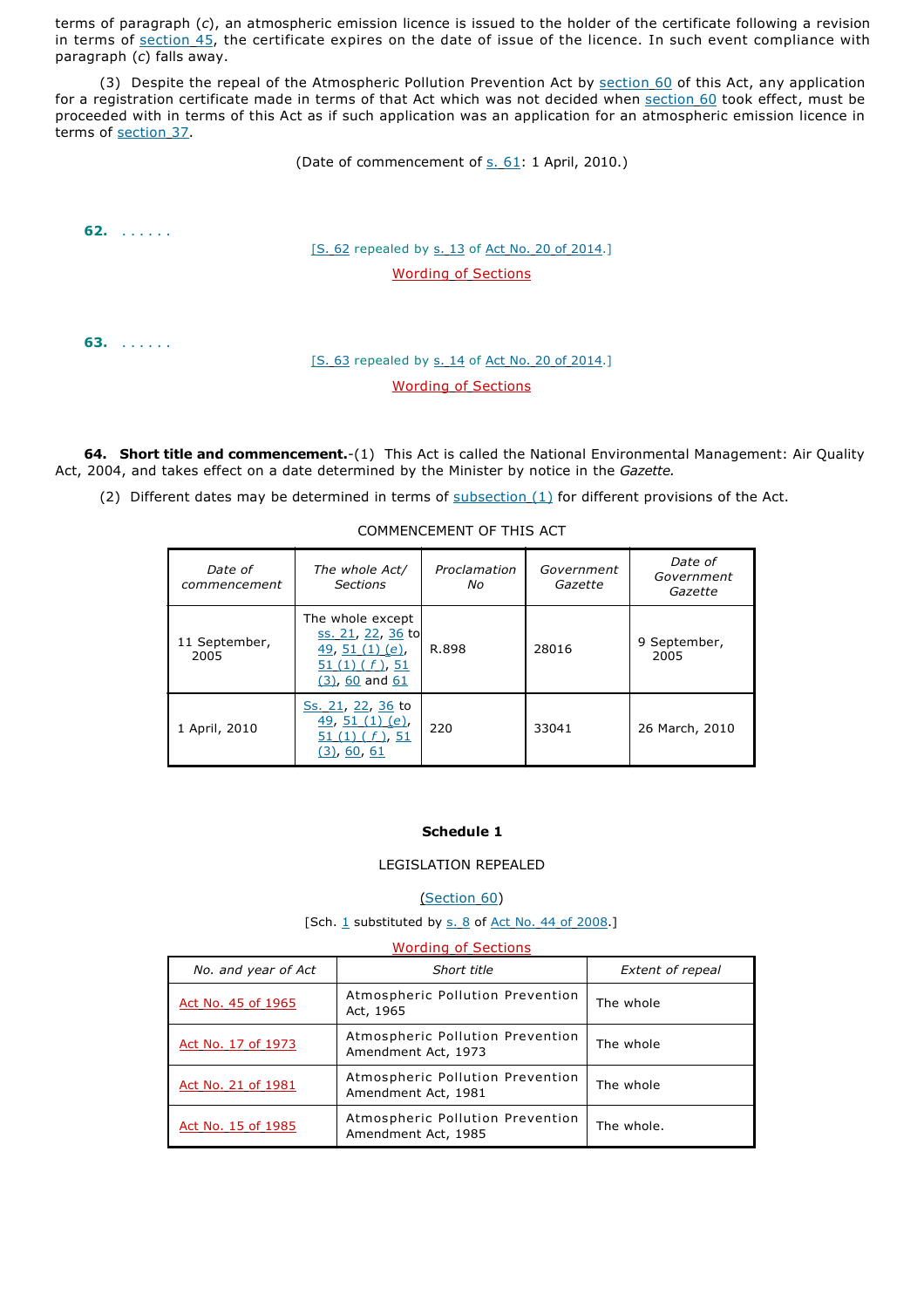terms of paragraph (*c*), an atmospheric emission licence is issued to the holder of the certificate following a revision in terms of section 45, the certificate expires on the date of issue of the licence. In such event compliance with paragraph (*c*) falls away.

(3) Despite the repeal of the Atmospheric Pollution Prevention Act by section 60 of this Act, any application for a registration certificate made in terms of that Act which was not decided when section 60 took effect, must be proceeded with in terms of this Act as if such application was an application for an atmospheric emission licence in terms of section 37.

(Date of commencement of s. 61: 1 April, 2010.)

**62.** . . . . . .

[S. 62 repealed by s. 13 of Act No. 20 of 2014.]

Wording of Sections

**63.** . . . . . .

[S. 63 repealed by s. 14 of Act No. 20 of 2014.]

Wording of Sections

**64. Short title and commencement.**-(1) This Act is called the National Environmental Management: Air Quality Act, 2004, and takes effect on a date determined by the Minister by notice in the *Gazette*.

(2) Different dates may be determined in terms of subsection (1) for different provisions of the Act.

COMMENCEMENT OF THIS ACT

| *Date of commencement* | *The whole Act/ Sections* | *Proclamation No* | *Government Gazette* | *Date of Government Gazette* |
|---|---|---|---|---|
| 11 September, 2005 | The whole except ss. 21, 22, 36 to 49, 51 (1) (*e*), 51 (1) (*f*), 51 (3), 60 and 61 | R.898 | 28016 | 9 September, 2005 |
| 1 April, 2010 | Ss. 21, 22, 36 to 49, 51 (1) (*e*), 51 (1) (*f*), 51 (3), 60, 61 | 220 | 33041 | 26 March, 2010 |

**Schedule 1**

LEGISLATION REPEALED

(Section 60)

[Sch. 1 substituted by s. 8 of Act No. 44 of 2008.]

Wording of Sections

| *No. and year of Act* | *Short title* | *Extent of repeal* |
|---|---|---|
| Act No. 45 of 1965 | Atmospheric Pollution Prevention Act, 1965 | The whole |
| Act No. 17 of 1973 | Atmospheric Pollution Prevention Amendment Act, 1973 | The whole |
| Act No. 21 of 1981 | Atmospheric Pollution Prevention Amendment Act, 1981 | The whole |
| Act No. 15 of 1985 | Atmospheric Pollution Prevention Amendment Act, 1985 | The whole. |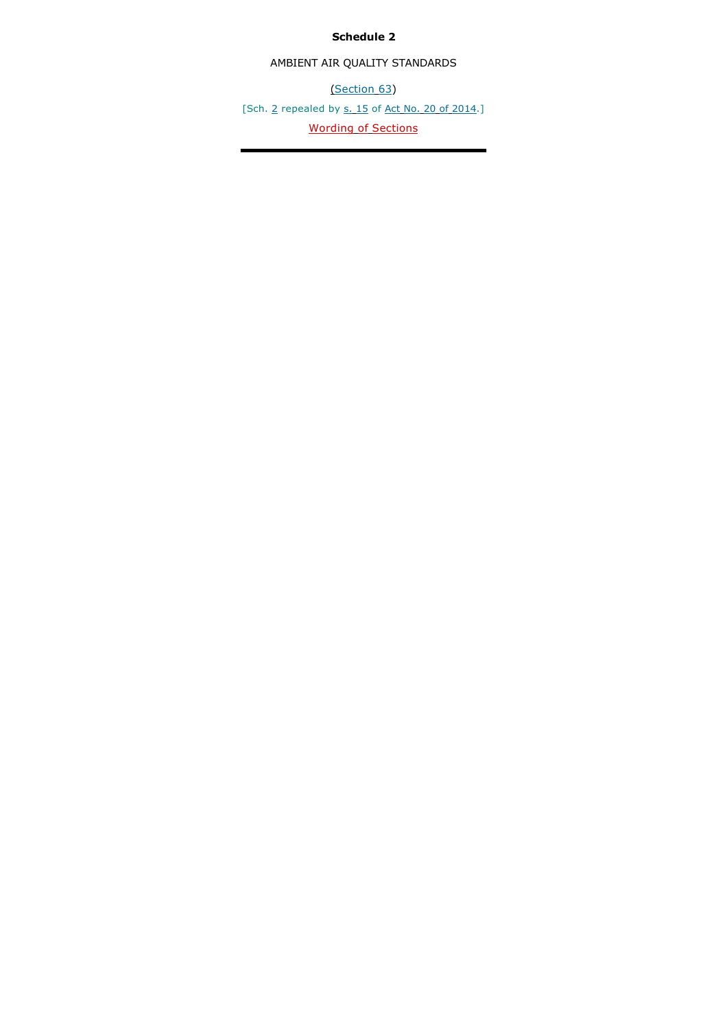**Schedule 2**

AMBIENT AIR QUALITY STANDARDS

(Section 63)

[Sch. 2 repealed by s. 15 of Act No. 20 of 2014.]

Wording of Sections

---